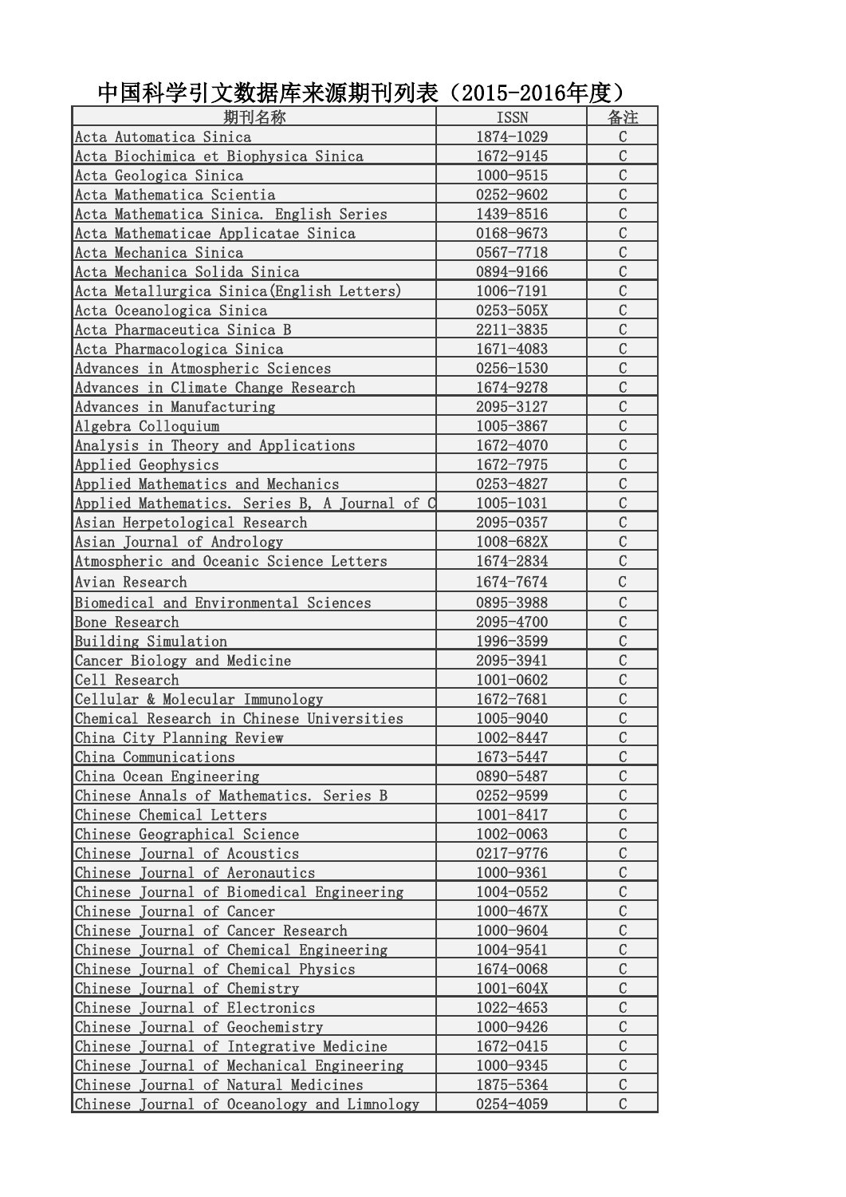# 中国科学引文数据库来源期刊列表（2015-2016年度）

| 期刊名称 | ISSN | 备注 |
| --- | --- | --- |
| Acta Automatica Sinica | 1874-1029 | C |
| Acta Biochimica et Biophysica Sinica | 1672-9145 | C |
| Acta Geologica Sinica | 1000-9515 | C |
| Acta Mathematica Scientia | 0252-9602 | C |
| Acta Mathematica Sinica. English Series | 1439-8516 | C |
| Acta Mathematicae Applicatae Sinica | 0168-9673 | C |
| Acta Mechanica Sinica | 0567-7718 | C |
| Acta Mechanica Solida Sinica | 0894-9166 | C |
| Acta Metallurgica Sinica(English Letters) | 1006-7191 | C |
| Acta Oceanologica Sinica | 0253-505X | C |
| Acta Pharmaceutica Sinica B | 2211-3835 | C |
| Acta Pharmacologica Sinica | 1671-4083 | C |
| Advances in Atmospheric Sciences | 0256-1530 | C |
| Advances in Climate Change Research | 1674-9278 | C |
| Advances in Manufacturing | 2095-3127 | C |
| Algebra Colloquium | 1005-3867 | C |
| Analysis in Theory and Applications | 1672-4070 | C |
| Applied Geophysics | 1672-7975 | C |
| Applied Mathematics and Mechanics | 0253-4827 | C |
| Applied Mathematics. Series B, A Journal of C | 1005-1031 | C |
| Asian Herpetological Research | 2095-0357 | C |
| Asian Journal of Andrology | 1008-682X | C |
| Atmospheric and Oceanic Science Letters | 1674-2834 | C |
| Avian Research | 1674-7674 | C |
| Biomedical and Environmental Sciences | 0895-3988 | C |
| Bone Research | 2095-4700 | C |
| Building Simulation | 1996-3599 | C |
| Cancer Biology and Medicine | 2095-3941 | C |
| Cell Research | 1001-0602 | C |
| Cellular & Molecular Immunology | 1672-7681 | C |
| Chemical Research in Chinese Universities | 1005-9040 | C |
| China City Planning Review | 1002-8447 | C |
| China Communications | 1673-5447 | C |
| China Ocean Engineering | 0890-5487 | C |
| Chinese Annals of Mathematics. Series B | 0252-9599 | C |
| Chinese Chemical Letters | 1001-8417 | C |
| Chinese Geographical Science | 1002-0063 | C |
| Chinese Journal of Acoustics | 0217-9776 | C |
| Chinese Journal of Aeronautics | 1000-9361 | C |
| Chinese Journal of Biomedical Engineering | 1004-0552 | C |
| Chinese Journal of Cancer | 1000-467X | C |
| Chinese Journal of Cancer Research | 1000-9604 | C |
| Chinese Journal of Chemical Engineering | 1004-9541 | C |
| Chinese Journal of Chemical Physics | 1674-0068 | C |
| Chinese Journal of Chemistry | 1001-604X | C |
| Chinese Journal of Electronics | 1022-4653 | C |
| Chinese Journal of Geochemistry | 1000-9426 | C |
| Chinese Journal of Integrative Medicine | 1672-0415 | C |
| Chinese Journal of Mechanical Engineering | 1000-9345 | C |
| Chinese Journal of Natural Medicines | 1875-5364 | C |
| Chinese Journal of Oceanology and Limnology | 0254-4059 | C |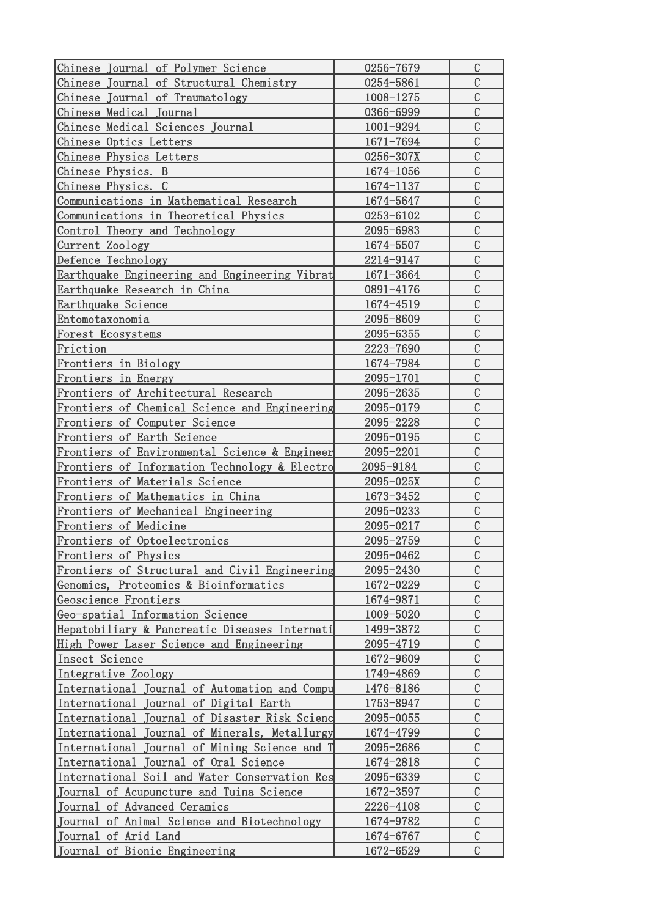| Chinese Journal of Polymer Science | 0256-7679 | C |
|---|---|---|
| Chinese Journal of Structural Chemistry | 0254-5861 | C |
| Chinese Journal of Traumatology | 1008-1275 | C |
| Chinese Medical Journal | 0366-6999 | C |
| Chinese Medical Sciences Journal | 1001-9294 | C |
| Chinese Optics Letters | 1671-7694 | C |
| Chinese Physics Letters | 0256-307X | C |
| Chinese Physics. B | 1674-1056 | C |
| Chinese Physics. C | 1674-1137 | C |
| Communications in Mathematical Research | 1674-5647 | C |
| Communications in Theoretical Physics | 0253-6102 | C |
| Control Theory and Technology | 2095-6983 | C |
| Current Zoology | 1674-5507 | C |
| Defence Technology | 2214-9147 | C |
| Earthquake Engineering and Engineering Vibrat | 1671-3664 | C |
| Earthquake Research in China | 0891-4176 | C |
| Earthquake Science | 1674-4519 | C |
| Entomotaxonomia | 2095-8609 | C |
| Forest Ecosystems | 2095-6355 | C |
| Friction | 2223-7690 | C |
| Frontiers in Biology | 1674-7984 | C |
| Frontiers in Energy | 2095-1701 | C |
| Frontiers of Architectural Research | 2095-2635 | C |
| Frontiers of Chemical Science and Engineering | 2095-0179 | C |
| Frontiers of Computer Science | 2095-2228 | C |
| Frontiers of Earth Science | 2095-0195 | C |
| Frontiers of Environmental Science & Engineer | 2095-2201 | C |
| Frontiers of Information Technology & Electro | 2095-9184 | C |
| Frontiers of Materials Science | 2095-025X | C |
| Frontiers of Mathematics in China | 1673-3452 | C |
| Frontiers of Mechanical Engineering | 2095-0233 | C |
| Frontiers of Medicine | 2095-0217 | C |
| Frontiers of Optoelectronics | 2095-2759 | C |
| Frontiers of Physics | 2095-0462 | C |
| Frontiers of Structural and Civil Engineering | 2095-2430 | C |
| Genomics, Proteomics & Bioinformatics | 1672-0229 | C |
| Geoscience Frontiers | 1674-9871 | C |
| Geo-spatial Information Science | 1009-5020 | C |
| Hepatobiliary & Pancreatic Diseases Internati | 1499-3872 | C |
| High Power Laser Science and Engineering | 2095-4719 | C |
| Insect Science | 1672-9609 | C |
| Integrative Zoology | 1749-4869 | C |
| International Journal of Automation and Compu | 1476-8186 | C |
| International Journal of Digital Earth | 1753-8947 | C |
| International Journal of Disaster Risk Scienc | 2095-0055 | C |
| International Journal of Minerals, Metallurgy | 1674-4799 | C |
| International Journal of Mining Science and T | 2095-2686 | C |
| International Journal of Oral Science | 1674-2818 | C |
| International Soil and Water Conservation Res | 2095-6339 | C |
| Journal of Acupuncture and Tuina Science | 1672-3597 | C |
| Journal of Advanced Ceramics | 2226-4108 | C |
| Journal of Animal Science and Biotechnology | 1674-9782 | C |
| Journal of Arid Land | 1674-6767 | C |
| Journal of Bionic Engineering | 1672-6529 | C |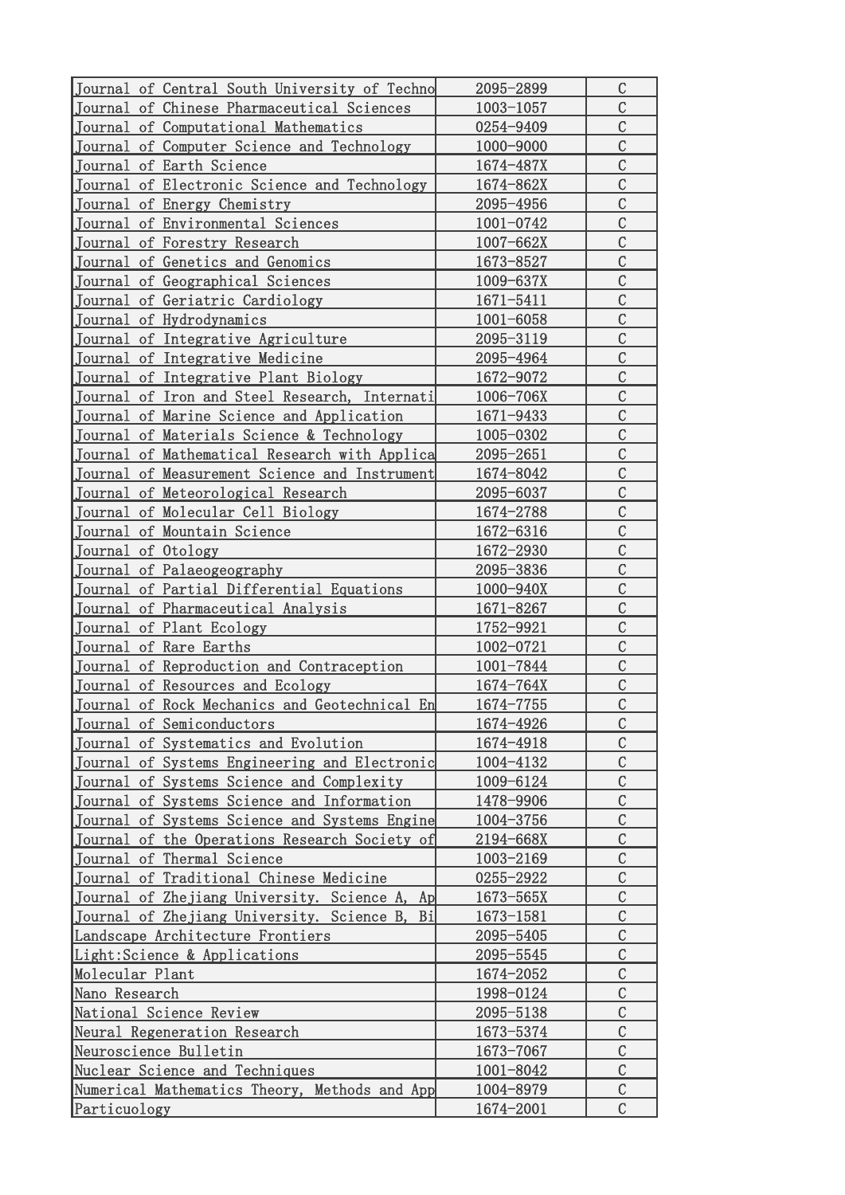| Journal of Central South University of Techno | 2095-2899 | C |
|---|---|---|
| Journal of Chinese Pharmaceutical Sciences | 1003-1057 | C |
| Journal of Computational Mathematics | 0254-9409 | C |
| Journal of Computer Science and Technology | 1000-9000 | C |
| Journal of Earth Science | 1674-487X | C |
| Journal of Electronic Science and Technology | 1674-862X | C |
| Journal of Energy Chemistry | 2095-4956 | C |
| Journal of Environmental Sciences | 1001-0742 | C |
| Journal of Forestry Research | 1007-662X | C |
| Journal of Genetics and Genomics | 1673-8527 | C |
| Journal of Geographical Sciences | 1009-637X | C |
| Journal of Geriatric Cardiology | 1671-5411 | C |
| Journal of Hydrodynamics | 1001-6058 | C |
| Journal of Integrative Agriculture | 2095-3119 | C |
| Journal of Integrative Medicine | 2095-4964 | C |
| Journal of Integrative Plant Biology | 1672-9072 | C |
| Journal of Iron and Steel Research, Internati | 1006-706X | C |
| Journal of Marine Science and Application | 1671-9433 | C |
| Journal of Materials Science & Technology | 1005-0302 | C |
| Journal of Mathematical Research with Applica | 2095-2651 | C |
| Journal of Measurement Science and Instrument | 1674-8042 | C |
| Journal of Meteorological Research | 2095-6037 | C |
| Journal of Molecular Cell Biology | 1674-2788 | C |
| Journal of Mountain Science | 1672-6316 | C |
| Journal of Otology | 1672-2930 | C |
| Journal of Palaeogeography | 2095-3836 | C |
| Journal of Partial Differential Equations | 1000-940X | C |
| Journal of Pharmaceutical Analysis | 1671-8267 | C |
| Journal of Plant Ecology | 1752-9921 | C |
| Journal of Rare Earths | 1002-0721 | C |
| Journal of Reproduction and Contraception | 1001-7844 | C |
| Journal of Resources and Ecology | 1674-764X | C |
| Journal of Rock Mechanics and Geotechnical En | 1674-7755 | C |
| Journal of Semiconductors | 1674-4926 | C |
| Journal of Systematics and Evolution | 1674-4918 | C |
| Journal of Systems Engineering and Electronic | 1004-4132 | C |
| Journal of Systems Science and Complexity | 1009-6124 | C |
| Journal of Systems Science and Information | 1478-9906 | C |
| Journal of Systems Science and Systems Engine | 1004-3756 | C |
| Journal of the Operations Research Society of | 2194-668X | C |
| Journal of Thermal Science | 1003-2169 | C |
| Journal of Traditional Chinese Medicine | 0255-2922 | C |
| Journal of Zhejiang University. Science A, Ap | 1673-565X | C |
| Journal of Zhejiang University. Science B, Bi | 1673-1581 | C |
| Landscape Architecture Frontiers | 2095-5405 | C |
| Light:Science & Applications | 2095-5545 | C |
| Molecular Plant | 1674-2052 | C |
| Nano Research | 1998-0124 | C |
| National Science Review | 2095-5138 | C |
| Neural Regeneration Research | 1673-5374 | C |
| Neuroscience Bulletin | 1673-7067 | C |
| Nuclear Science and Techniques | 1001-8042 | C |
| Numerical Mathematics Theory, Methods and App | 1004-8979 | C |
| Particuology | 1674-2001 | C |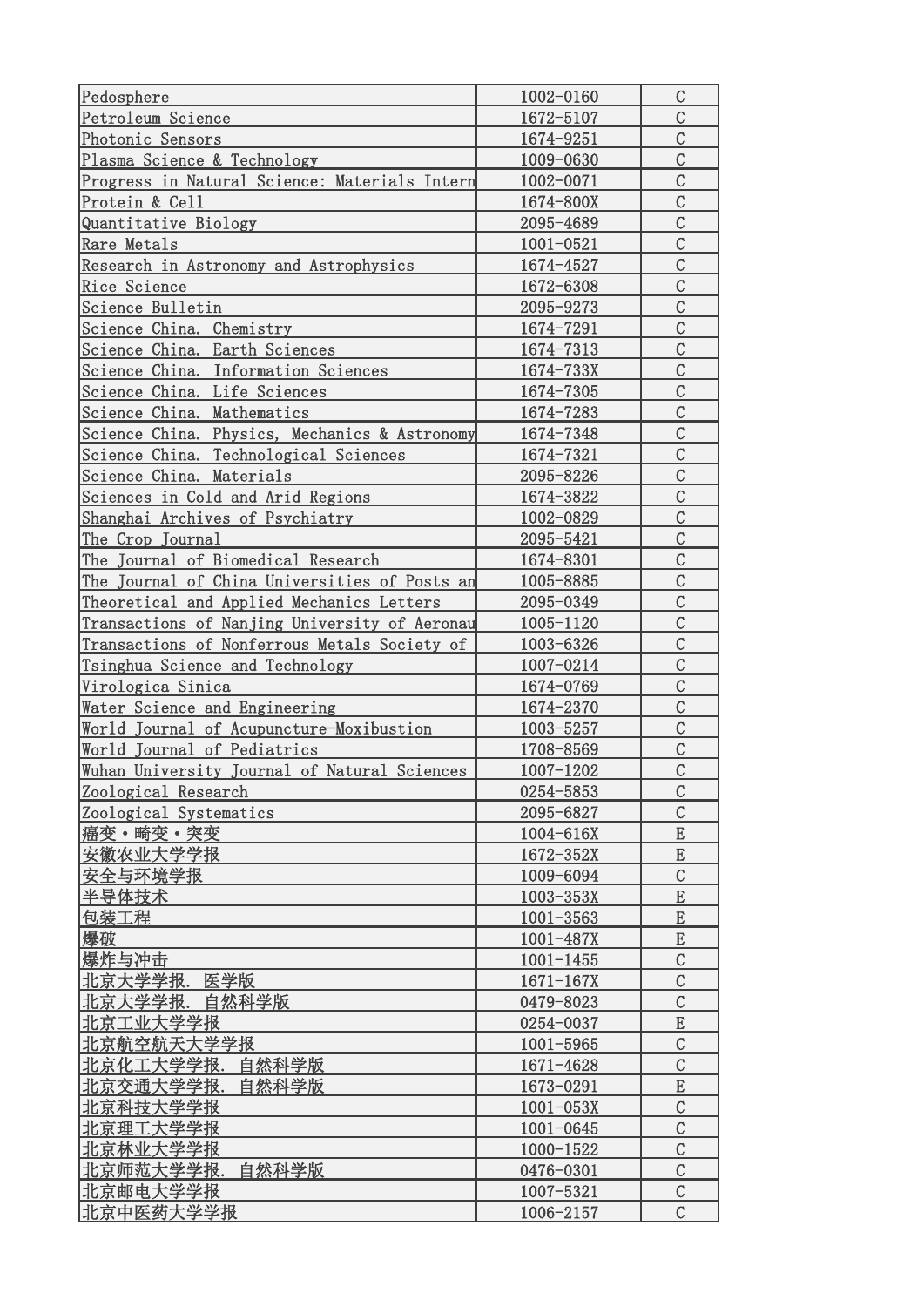| | | |
|---|---|---|
| Pedosphere | 1002-0160 | C |
| Petroleum Science | 1672-5107 | C |
| Photonic Sensors | 1674-9251 | C |
| Plasma Science & Technology | 1009-0630 | C |
| Progress in Natural Science: Materials Intern | 1002-0071 | C |
| Protein & Cell | 1674-800X | C |
| Quantitative Biology | 2095-4689 | C |
| Rare Metals | 1001-0521 | C |
| Research in Astronomy and Astrophysics | 1674-4527 | C |
| Rice Science | 1672-6308 | C |
| Science Bulletin | 2095-9273 | C |
| Science China. Chemistry | 1674-7291 | C |
| Science China. Earth Sciences | 1674-7313 | C |
| Science China. Information Sciences | 1674-733X | C |
| Science China. Life Sciences | 1674-7305 | C |
| Science China. Mathematics | 1674-7283 | C |
| Science China. Physics, Mechanics & Astronomy | 1674-7348 | C |
| Science China. Technological Sciences | 1674-7321 | C |
| Science China. Materials | 2095-8226 | C |
| Sciences in Cold and Arid Regions | 1674-3822 | C |
| Shanghai Archives of Psychiatry | 1002-0829 | C |
| The Crop Journal | 2095-5421 | C |
| The Journal of Biomedical Research | 1674-8301 | C |
| The Journal of China Universities of Posts an | 1005-8885 | C |
| Theoretical and Applied Mechanics Letters | 2095-0349 | C |
| Transactions of Nanjing University of Aeronau | 1005-1120 | C |
| Transactions of Nonferrous Metals Society of | 1003-6326 | C |
| Tsinghua Science and Technology | 1007-0214 | C |
| Virologica Sinica | 1674-0769 | C |
| Water Science and Engineering | 1674-2370 | C |
| World Journal of Acupuncture-Moxibustion | 1003-5257 | C |
| World Journal of Pediatrics | 1708-8569 | C |
| Wuhan University Journal of Natural Sciences | 1007-1202 | C |
| Zoological Research | 0254-5853 | C |
| Zoological Systematics | 2095-6827 | C |
| 癌变·畸变·突变 | 1004-616X | E |
| 安徽农业大学学报 | 1672-352X | E |
| 安全与环境学报 | 1009-6094 | C |
| 半导体技术 | 1003-353X | E |
| 包装工程 | 1001-3563 | E |
| 爆破 | 1001-487X | E |
| 爆炸与冲击 | 1001-1455 | C |
| 北京大学学报. 医学版 | 1671-167X | C |
| 北京大学学报. 自然科学版 | 0479-8023 | C |
| 北京工业大学学报 | 0254-0037 | E |
| 北京航空航天大学学报 | 1001-5965 | C |
| 北京化工大学学报. 自然科学版 | 1671-4628 | C |
| 北京交通大学学报. 自然科学版 | 1673-0291 | E |
| 北京科技大学学报 | 1001-053X | C |
| 北京理工大学学报 | 1001-0645 | C |
| 北京林业大学学报 | 1000-1522 | C |
| 北京师范大学学报. 自然科学版 | 0476-0301 | C |
| 北京邮电大学学报 | 1007-5321 | C |
| 北京中医药大学学报 | 1006-2157 | C |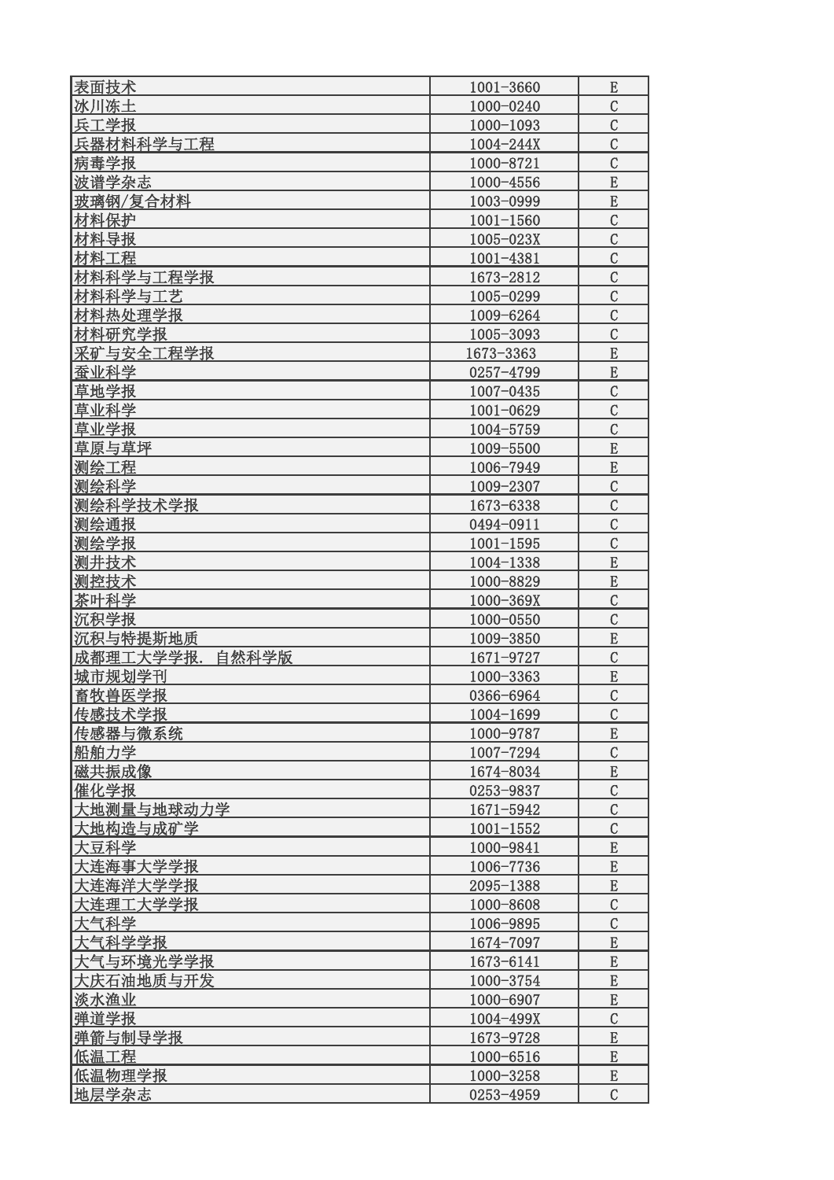| 表面技术 | 1001-3660 | E |
|---|---|---|
| 冰川冻土 | 1000-0240 | C |
| 兵工学报 | 1000-1093 | C |
| 兵器材料科学与工程 | 1004-244X | C |
| 病毒学报 | 1000-8721 | C |
| 波谱学杂志 | 1000-4556 | E |
| 玻璃钢/复合材料 | 1003-0999 | E |
| 材料保护 | 1001-1560 | C |
| 材料导报 | 1005-023X | C |
| 材料工程 | 1001-4381 | C |
| 材料科学与工程学报 | 1673-2812 | C |
| 材料科学与工艺 | 1005-0299 | C |
| 材料热处理学报 | 1009-6264 | C |
| 材料研究学报 | 1005-3093 | C |
| 采矿与安全工程学报 | 1673-3363 | E |
| 蚕业科学 | 0257-4799 | E |
| 草地学报 | 1007-0435 | C |
| 草业科学 | 1001-0629 | C |
| 草业学报 | 1004-5759 | C |
| 草原与草坪 | 1009-5500 | E |
| 测绘工程 | 1006-7949 | E |
| 测绘科学 | 1009-2307 | C |
| 测绘科学技术学报 | 1673-6338 | C |
| 测绘通报 | 0494-0911 | C |
| 测绘学报 | 1001-1595 | C |
| 测井技术 | 1004-1338 | E |
| 测控技术 | 1000-8829 | E |
| 茶叶科学 | 1000-369X | C |
| 沉积学报 | 1000-0550 | C |
| 沉积与特提斯地质 | 1009-3850 | E |
| 成都理工大学学报. 自然科学版 | 1671-9727 | C |
| 城市规划学刊 | 1000-3363 | E |
| 畜牧兽医学报 | 0366-6964 | C |
| 传感技术学报 | 1004-1699 | C |
| 传感器与微系统 | 1000-9787 | E |
| 船舶力学 | 1007-7294 | C |
| 磁共振成像 | 1674-8034 | E |
| 催化学报 | 0253-9837 | C |
| 大地测量与地球动力学 | 1671-5942 | C |
| 大地构造与成矿学 | 1001-1552 | C |
| 大豆科学 | 1000-9841 | E |
| 大连海事大学学报 | 1006-7736 | E |
| 大连海洋大学学报 | 2095-1388 | E |
| 大连理工大学学报 | 1000-8608 | C |
| 大气科学 | 1006-9895 | C |
| 大气科学学报 | 1674-7097 | E |
| 大气与环境光学学报 | 1673-6141 | E |
| 大庆石油地质与开发 | 1000-3754 | E |
| 淡水渔业 | 1000-6907 | E |
| 弹道学报 | 1004-499X | C |
| 弹箭与制导学报 | 1673-9728 | E |
| 低温工程 | 1000-6516 | E |
| 低温物理学报 | 1000-3258 | E |
| 地层学杂志 | 0253-4959 | C |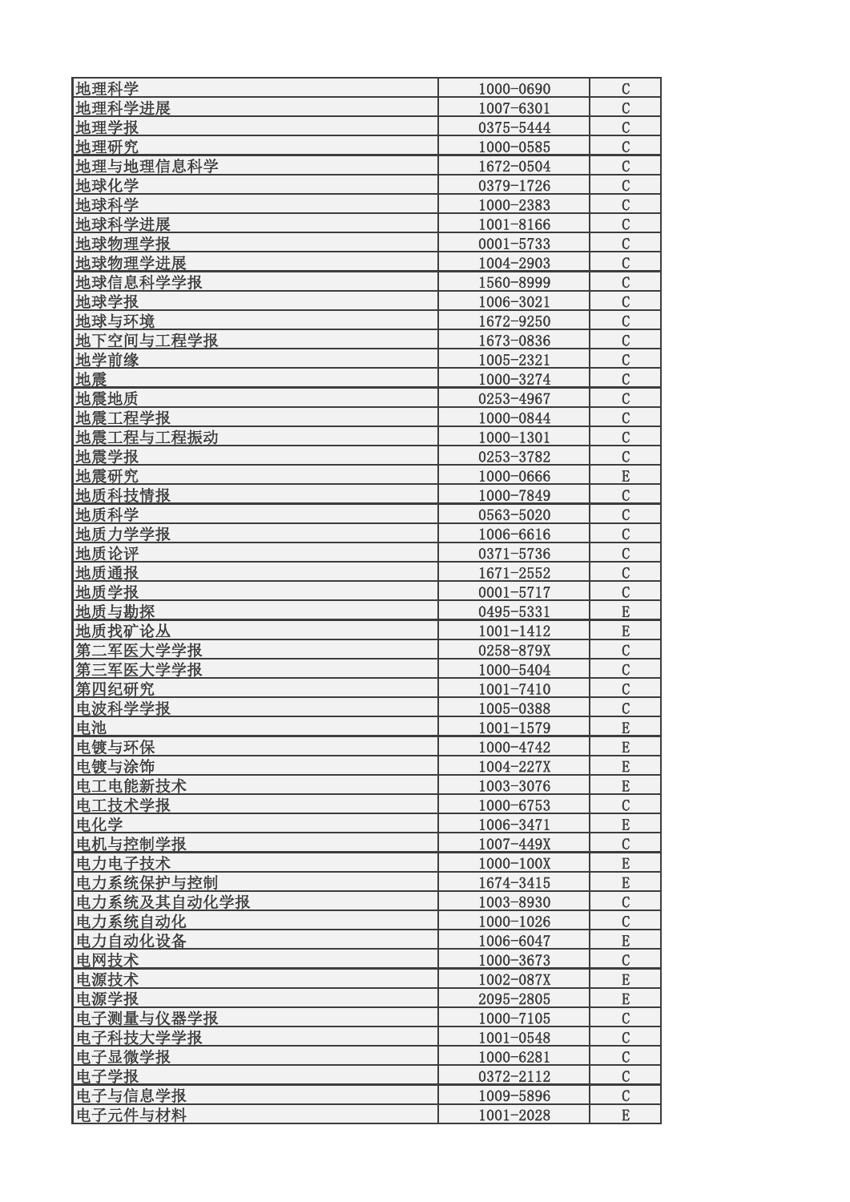| | | |
|---|---|---|
| 地理科学 | 1000-0690 | C |
| 地理科学进展 | 1007-6301 | C |
| 地理学报 | 0375-5444 | C |
| 地理研究 | 1000-0585 | C |
| 地理与地理信息科学 | 1672-0504 | C |
| 地球化学 | 0379-1726 | C |
| 地球科学 | 1000-2383 | C |
| 地球科学进展 | 1001-8166 | C |
| 地球物理学报 | 0001-5733 | C |
| 地球物理学进展 | 1004-2903 | C |
| 地球信息科学学报 | 1560-8999 | C |
| 地球学报 | 1006-3021 | C |
| 地球与环境 | 1672-9250 | C |
| 地下空间与工程学报 | 1673-0836 | C |
| 地学前缘 | 1005-2321 | C |
| 地震 | 1000-3274 | C |
| 地震地质 | 0253-4967 | C |
| 地震工程学报 | 1000-0844 | C |
| 地震工程与工程振动 | 1000-1301 | C |
| 地震学报 | 0253-3782 | C |
| 地震研究 | 1000-0666 | E |
| 地质科技情报 | 1000-7849 | C |
| 地质科学 | 0563-5020 | C |
| 地质力学学报 | 1006-6616 | C |
| 地质论评 | 0371-5736 | C |
| 地质通报 | 1671-2552 | C |
| 地质学报 | 0001-5717 | C |
| 地质与勘探 | 0495-5331 | E |
| 地质找矿论丛 | 1001-1412 | E |
| 第二军医大学学报 | 0258-879X | C |
| 第三军医大学学报 | 1000-5404 | C |
| 第四纪研究 | 1001-7410 | C |
| 电波科学学报 | 1005-0388 | C |
| 电池 | 1001-1579 | E |
| 电镀与环保 | 1000-4742 | E |
| 电镀与涂饰 | 1004-227X | E |
| 电工电能新技术 | 1003-3076 | E |
| 电工技术学报 | 1000-6753 | C |
| 电化学 | 1006-3471 | E |
| 电机与控制学报 | 1007-449X | C |
| 电力电子技术 | 1000-100X | E |
| 电力系统保护与控制 | 1674-3415 | E |
| 电力系统及其自动化学报 | 1003-8930 | C |
| 电力系统自动化 | 1000-1026 | C |
| 电力自动化设备 | 1006-6047 | E |
| 电网技术 | 1000-3673 | C |
| 电源技术 | 1002-087X | E |
| 电源学报 | 2095-2805 | E |
| 电子测量与仪器学报 | 1000-7105 | C |
| 电子科技大学学报 | 1001-0548 | C |
| 电子显微学报 | 1000-6281 | C |
| 电子学报 | 0372-2112 | C |
| 电子与信息学报 | 1009-5896 | C |
| 电子元件与材料 | 1001-2028 | E |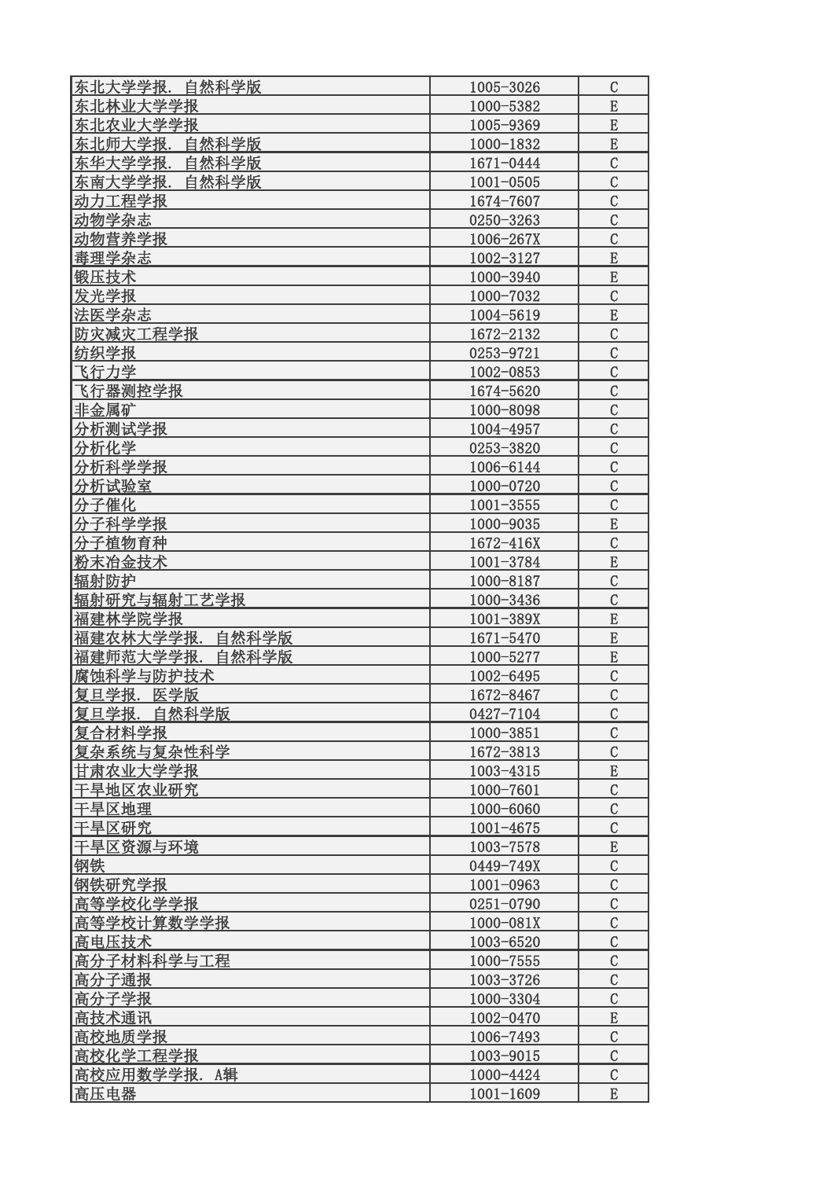| 东北大学学报. 自然科学版 | 1005-3026 | C |
|---|---|---|
| 东北林业大学学报 | 1000-5382 | E |
| 东北农业大学学报 | 1005-9369 | E |
| 东北师大学报. 自然科学版 | 1000-1832 | E |
| 东华大学学报. 自然科学版 | 1671-0444 | C |
| 东南大学学报. 自然科学版 | 1001-0505 | C |
| 动力工程学报 | 1674-7607 | C |
| 动物学杂志 | 0250-3263 | C |
| 动物营养学报 | 1006-267X | C |
| 毒理学杂志 | 1002-3127 | E |
| 锻压技术 | 1000-3940 | E |
| 发光学报 | 1000-7032 | C |
| 法医学杂志 | 1004-5619 | E |
| 防灾减灾工程学报 | 1672-2132 | C |
| 纺织学报 | 0253-9721 | C |
| 飞行力学 | 1002-0853 | C |
| 飞行器测控学报 | 1674-5620 | C |
| 非金属矿 | 1000-8098 | C |
| 分析测试学报 | 1004-4957 | C |
| 分析化学 | 0253-3820 | C |
| 分析科学学报 | 1006-6144 | C |
| 分析试验室 | 1000-0720 | C |
| 分子催化 | 1001-3555 | C |
| 分子科学学报 | 1000-9035 | E |
| 分子植物育种 | 1672-416X | C |
| 粉末冶金技术 | 1001-3784 | E |
| 辐射防护 | 1000-8187 | C |
| 辐射研究与辐射工艺学报 | 1000-3436 | C |
| 福建林学院学报 | 1001-389X | E |
| 福建农林大学学报. 自然科学版 | 1671-5470 | E |
| 福建师范大学学报. 自然科学版 | 1000-5277 | E |
| 腐蚀科学与防护技术 | 1002-6495 | C |
| 复旦学报. 医学版 | 1672-8467 | C |
| 复旦学报. 自然科学版 | 0427-7104 | C |
| 复合材料学报 | 1000-3851 | C |
| 复杂系统与复杂性科学 | 1672-3813 | C |
| 甘肃农业大学学报 | 1003-4315 | E |
| 干旱地区农业研究 | 1000-7601 | C |
| 干旱区地理 | 1000-6060 | C |
| 干旱区研究 | 1001-4675 | C |
| 干旱区资源与环境 | 1003-7578 | E |
| 钢铁 | 0449-749X | C |
| 钢铁研究学报 | 1001-0963 | C |
| 高等学校化学学报 | 0251-0790 | C |
| 高等学校计算数学学报 | 1000-081X | C |
| 高电压技术 | 1003-6520 | C |
| 高分子材料科学与工程 | 1000-7555 | C |
| 高分子通报 | 1003-3726 | C |
| 高分子学报 | 1000-3304 | C |
| 高技术通讯 | 1002-0470 | E |
| 高校地质学报 | 1006-7493 | C |
| 高校化学工程学报 | 1003-9015 | C |
| 高校应用数学学报. A辑 | 1000-4424 | C |
| 高压电器 | 1001-1609 | E |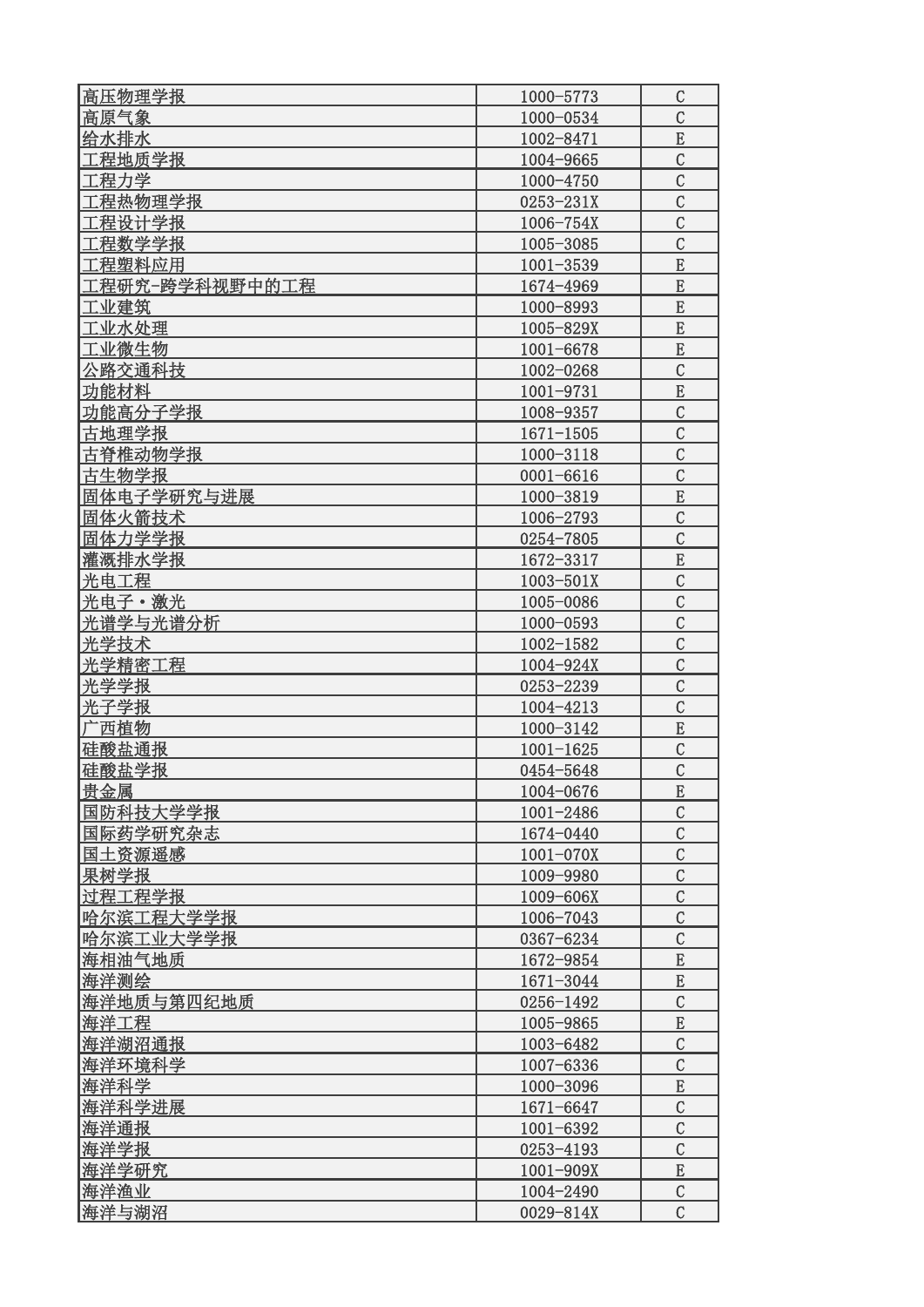| 高压物理学报 | 1000-5773 | C |
|---|---|---|
| 高原气象 | 1000-0534 | C |
| 给水排水 | 1002-8471 | E |
| 工程地质学报 | 1004-9665 | C |
| 工程力学 | 1000-4750 | C |
| 工程热物理学报 | 0253-231X | C |
| 工程设计学报 | 1006-754X | C |
| 工程数学学报 | 1005-3085 | C |
| 工程塑料应用 | 1001-3539 | E |
| 工程研究-跨学科视野中的工程 | 1674-4969 | E |
| 工业建筑 | 1000-8993 | E |
| 工业水处理 | 1005-829X | E |
| 工业微生物 | 1001-6678 | E |
| 公路交通科技 | 1002-0268 | C |
| 功能材料 | 1001-9731 | E |
| 功能高分子学报 | 1008-9357 | C |
| 古地理学报 | 1671-1505 | C |
| 古脊椎动物学报 | 1000-3118 | C |
| 古生物学报 | 0001-6616 | C |
| 固体电子学研究与进展 | 1000-3819 | E |
| 固体火箭技术 | 1006-2793 | C |
| 固体力学学报 | 0254-7805 | C |
| 灌溉排水学报 | 1672-3317 | E |
| 光电工程 | 1003-501X | C |
| 光电子・激光 | 1005-0086 | C |
| 光谱学与光谱分析 | 1000-0593 | C |
| 光学技术 | 1002-1582 | C |
| 光学精密工程 | 1004-924X | C |
| 光学学报 | 0253-2239 | C |
| 光子学报 | 1004-4213 | C |
| 广西植物 | 1000-3142 | E |
| 硅酸盐通报 | 1001-1625 | C |
| 硅酸盐学报 | 0454-5648 | C |
| 贵金属 | 1004-0676 | E |
| 国防科技大学学报 | 1001-2486 | C |
| 国际药学研究杂志 | 1674-0440 | C |
| 国土资源遥感 | 1001-070X | C |
| 果树学报 | 1009-9980 | C |
| 过程工程学报 | 1009-606X | C |
| 哈尔滨工程大学学报 | 1006-7043 | C |
| 哈尔滨工业大学学报 | 0367-6234 | C |
| 海相油气地质 | 1672-9854 | E |
| 海洋测绘 | 1671-3044 | E |
| 海洋地质与第四纪地质 | 0256-1492 | C |
| 海洋工程 | 1005-9865 | E |
| 海洋湖沼通报 | 1003-6482 | C |
| 海洋环境科学 | 1007-6336 | C |
| 海洋科学 | 1000-3096 | E |
| 海洋科学进展 | 1671-6647 | C |
| 海洋通报 | 1001-6392 | C |
| 海洋学报 | 0253-4193 | C |
| 海洋学研究 | 1001-909X | E |
| 海洋渔业 | 1004-2490 | C |
| 海洋与湖沼 | 0029-814X | C |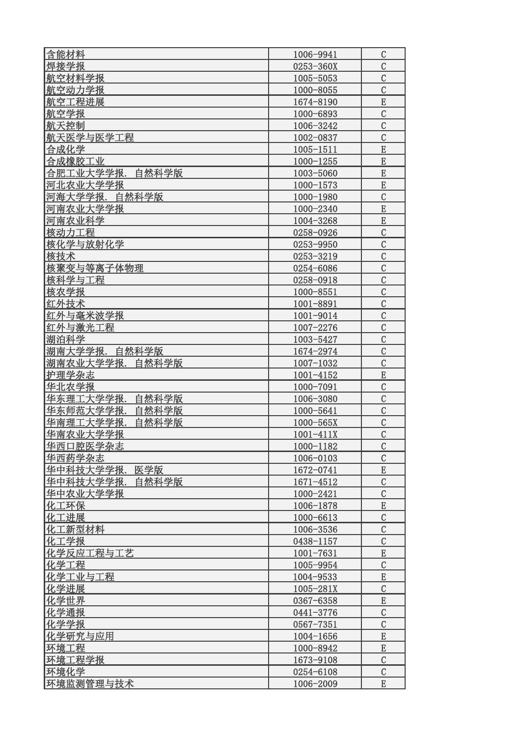| 含能材料 | 1006-9941 | C |
|---|---|---|
| 焊接学报 | 0253-360X | C |
| 航空材料学报 | 1005-5053 | C |
| 航空动力学报 | 1000-8055 | C |
| 航空工程进展 | 1674-8190 | E |
| 航空学报 | 1000-6893 | C |
| 航天控制 | 1006-3242 | C |
| 航天医学与医学工程 | 1002-0837 | C |
| 合成化学 | 1005-1511 | E |
| 合成橡胶工业 | 1000-1255 | E |
| 合肥工业大学学报. 自然科学版 | 1003-5060 | E |
| 河北农业大学学报 | 1000-1573 | E |
| 河海大学学报. 自然科学版 | 1000-1980 | C |
| 河南农业大学学报 | 1000-2340 | E |
| 河南农业科学 | 1004-3268 | E |
| 核动力工程 | 0258-0926 | C |
| 核化学与放射化学 | 0253-9950 | C |
| 核技术 | 0253-3219 | C |
| 核聚变与等离子体物理 | 0254-6086 | C |
| 核科学与工程 | 0258-0918 | C |
| 核农学报 | 1000-8551 | C |
| 红外技术 | 1001-8891 | C |
| 红外与毫米波学报 | 1001-9014 | C |
| 红外与激光工程 | 1007-2276 | C |
| 湖泊科学 | 1003-5427 | C |
| 湖南大学学报. 自然科学版 | 1674-2974 | C |
| 湖南农业大学学报. 自然科学版 | 1007-1032 | C |
| 护理学杂志 | 1001-4152 | E |
| 华北农学报 | 1000-7091 | C |
| 华东理工大学学报. 自然科学版 | 1006-3080 | C |
| 华东师范大学学报. 自然科学版 | 1000-5641 | C |
| 华南理工大学学报. 自然科学版 | 1000-565X | C |
| 华南农业大学学报 | 1001-411X | C |
| 华西口腔医学杂志 | 1000-1182 | C |
| 华西药学杂志 | 1006-0103 | C |
| 华中科技大学学报. 医学版 | 1672-0741 | E |
| 华中科技大学学报. 自然科学版 | 1671-4512 | C |
| 华中农业大学学报 | 1000-2421 | C |
| 化工环保 | 1006-1878 | E |
| 化工进展 | 1000-6613 | C |
| 化工新型材料 | 1006-3536 | C |
| 化工学报 | 0438-1157 | C |
| 化学反应工程与工艺 | 1001-7631 | E |
| 化学工程 | 1005-9954 | C |
| 化学工业与工程 | 1004-9533 | E |
| 化学进展 | 1005-281X | C |
| 化学世界 | 0367-6358 | E |
| 化学通报 | 0441-3776 | C |
| 化学学报 | 0567-7351 | C |
| 化学研究与应用 | 1004-1656 | E |
| 环境工程 | 1000-8942 | E |
| 环境工程学报 | 1673-9108 | C |
| 环境化学 | 0254-6108 | C |
| 环境监测管理与技术 | 1006-2009 | E |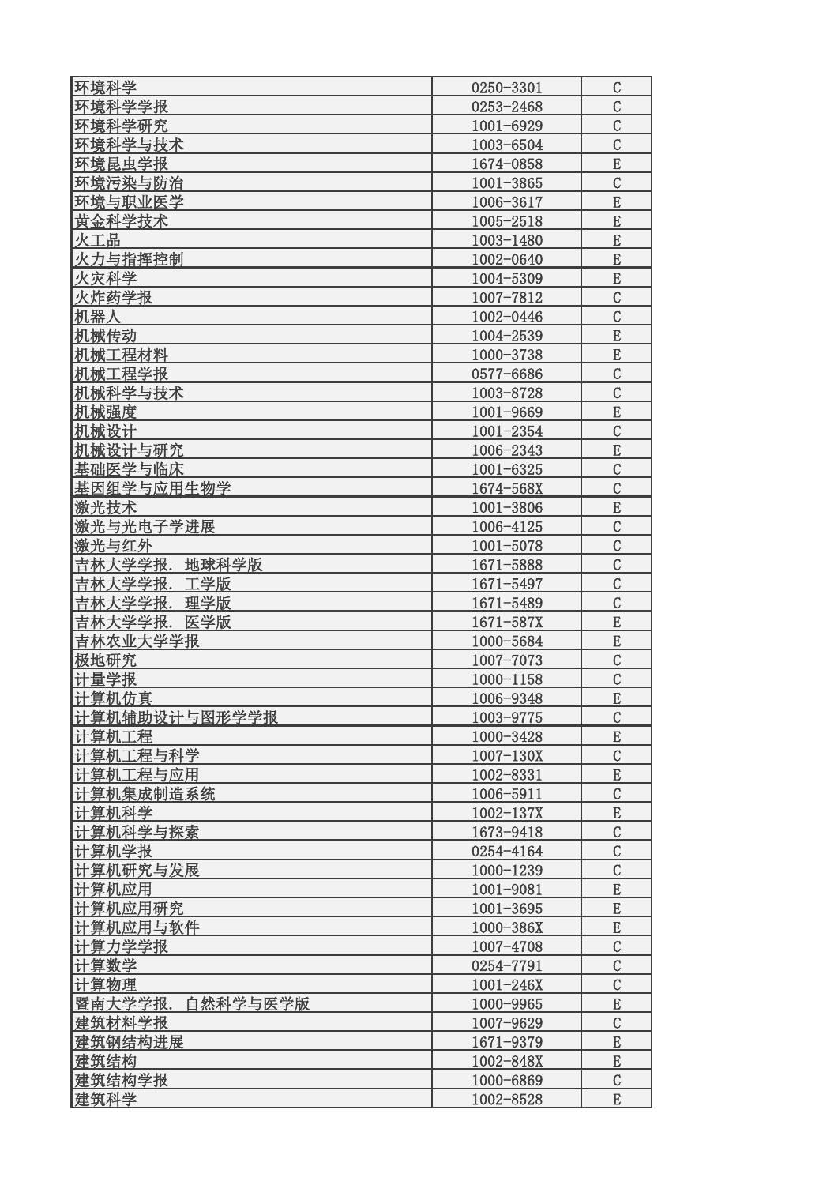| 环境科学 | 0250-3301 | C |
|---|---|---|
| 环境科学学报 | 0253-2468 | C |
| 环境科学研究 | 1001-6929 | C |
| 环境科学与技术 | 1003-6504 | C |
| 环境昆虫学报 | 1674-0858 | E |
| 环境污染与防治 | 1001-3865 | C |
| 环境与职业医学 | 1006-3617 | E |
| 黄金科学技术 | 1005-2518 | E |
| 火工品 | 1003-1480 | E |
| 火力与指挥控制 | 1002-0640 | E |
| 火灾科学 | 1004-5309 | E |
| 火炸药学报 | 1007-7812 | C |
| 机器人 | 1002-0446 | C |
| 机械传动 | 1004-2539 | E |
| 机械工程材料 | 1000-3738 | E |
| 机械工程学报 | 0577-6686 | C |
| 机械科学与技术 | 1003-8728 | C |
| 机械强度 | 1001-9669 | E |
| 机械设计 | 1001-2354 | C |
| 机械设计与研究 | 1006-2343 | E |
| 基础医学与临床 | 1001-6325 | C |
| 基因组学与应用生物学 | 1674-568X | C |
| 激光技术 | 1001-3806 | E |
| 激光与光电子学进展 | 1006-4125 | C |
| 激光与红外 | 1001-5078 | C |
| 吉林大学学报. 地球科学版 | 1671-5888 | C |
| 吉林大学学报. 工学版 | 1671-5497 | C |
| 吉林大学学报. 理学版 | 1671-5489 | C |
| 吉林大学学报. 医学版 | 1671-587X | E |
| 吉林农业大学学报 | 1000-5684 | E |
| 极地研究 | 1007-7073 | C |
| 计量学报 | 1000-1158 | C |
| 计算机仿真 | 1006-9348 | E |
| 计算机辅助设计与图形学学报 | 1003-9775 | C |
| 计算机工程 | 1000-3428 | E |
| 计算机工程与科学 | 1007-130X | C |
| 计算机工程与应用 | 1002-8331 | E |
| 计算机集成制造系统 | 1006-5911 | C |
| 计算机科学 | 1002-137X | E |
| 计算机科学与探索 | 1673-9418 | C |
| 计算机学报 | 0254-4164 | C |
| 计算机研究与发展 | 1000-1239 | C |
| 计算机应用 | 1001-9081 | E |
| 计算机应用研究 | 1001-3695 | E |
| 计算机应用与软件 | 1000-386X | E |
| 计算力学学报 | 1007-4708 | C |
| 计算数学 | 0254-7791 | C |
| 计算物理 | 1001-246X | C |
| 暨南大学学报. 自然科学与医学版 | 1000-9965 | E |
| 建筑材料学报 | 1007-9629 | C |
| 建筑钢结构进展 | 1671-9379 | E |
| 建筑结构 | 1002-848X | E |
| 建筑结构学报 | 1000-6869 | C |
| 建筑科学 | 1002-8528 | E |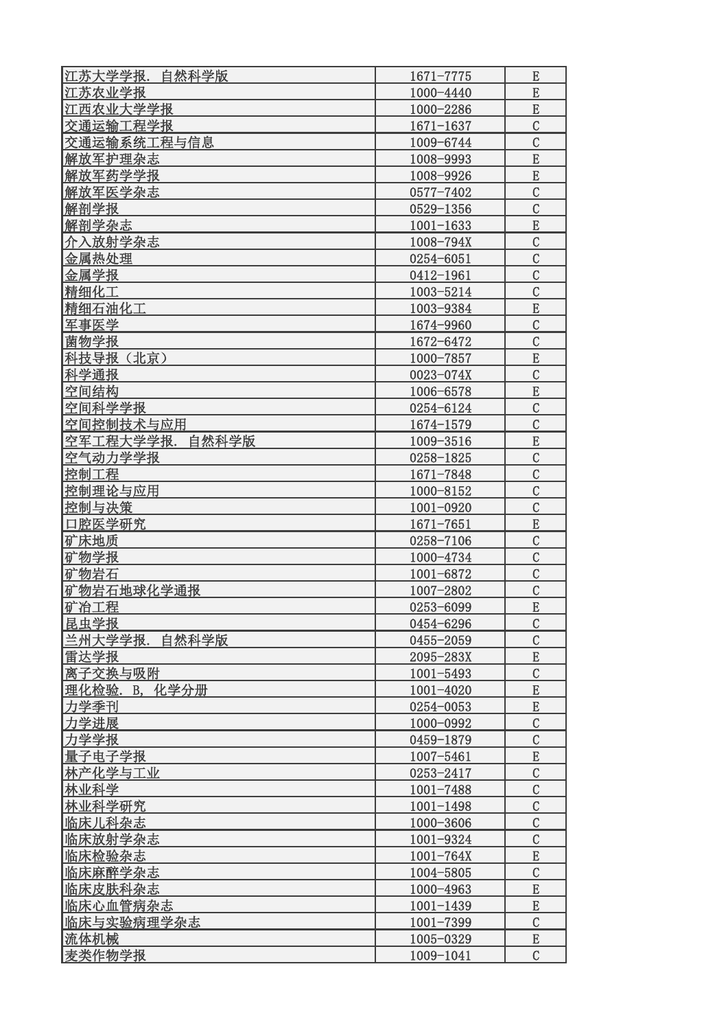| 江苏大学学报．自然科学版 | 1671-7775 | E |
|---|---|---|
| 江苏农业学报 | 1000-4440 | E |
| 江西农业大学学报 | 1000-2286 | E |
| 交通运输工程学报 | 1671-1637 | C |
| 交通运输系统工程与信息 | 1009-6744 | C |
| 解放军护理杂志 | 1008-9993 | E |
| 解放军药学学报 | 1008-9926 | E |
| 解放军医学杂志 | 0577-7402 | C |
| 解剖学报 | 0529-1356 | C |
| 解剖学杂志 | 1001-1633 | E |
| 介入放射学杂志 | 1008-794X | C |
| 金属热处理 | 0254-6051 | C |
| 金属学报 | 0412-1961 | C |
| 精细化工 | 1003-5214 | C |
| 精细石油化工 | 1003-9384 | E |
| 军事医学 | 1674-9960 | C |
| 菌物学报 | 1672-6472 | C |
| 科技导报（北京） | 1000-7857 | E |
| 科学通报 | 0023-074X | C |
| 空间结构 | 1006-6578 | E |
| 空间科学学报 | 0254-6124 | C |
| 空间控制技术与应用 | 1674-1579 | C |
| 空军工程大学学报．自然科学版 | 1009-3516 | E |
| 空气动力学学报 | 0258-1825 | C |
| 控制工程 | 1671-7848 | C |
| 控制理论与应用 | 1000-8152 | C |
| 控制与决策 | 1001-0920 | C |
| 口腔医学研究 | 1671-7651 | E |
| 矿床地质 | 0258-7106 | C |
| 矿物学报 | 1000-4734 | C |
| 矿物岩石 | 1001-6872 | C |
| 矿物岩石地球化学通报 | 1007-2802 | C |
| 矿冶工程 | 0253-6099 | E |
| 昆虫学报 | 0454-6296 | C |
| 兰州大学学报．自然科学版 | 0455-2059 | C |
| 雷达学报 | 2095-283X | E |
| 离子交换与吸附 | 1001-5493 | C |
| 理化检验．B，化学分册 | 1001-4020 | E |
| 力学季刊 | 0254-0053 | E |
| 力学进展 | 1000-0992 | C |
| 力学学报 | 0459-1879 | C |
| 量子电子学报 | 1007-5461 | E |
| 林产化学与工业 | 0253-2417 | C |
| 林业科学 | 1001-7488 | C |
| 林业科学研究 | 1001-1498 | C |
| 临床儿科杂志 | 1000-3606 | C |
| 临床放射学杂志 | 1001-9324 | C |
| 临床检验杂志 | 1001-764X | E |
| 临床麻醉学杂志 | 1004-5805 | C |
| 临床皮肤科杂志 | 1000-4963 | E |
| 临床心血管病杂志 | 1001-1439 | E |
| 临床与实验病理学杂志 | 1001-7399 | C |
| 流体机械 | 1005-0329 | E |
| 麦类作物学报 | 1009-1041 | C |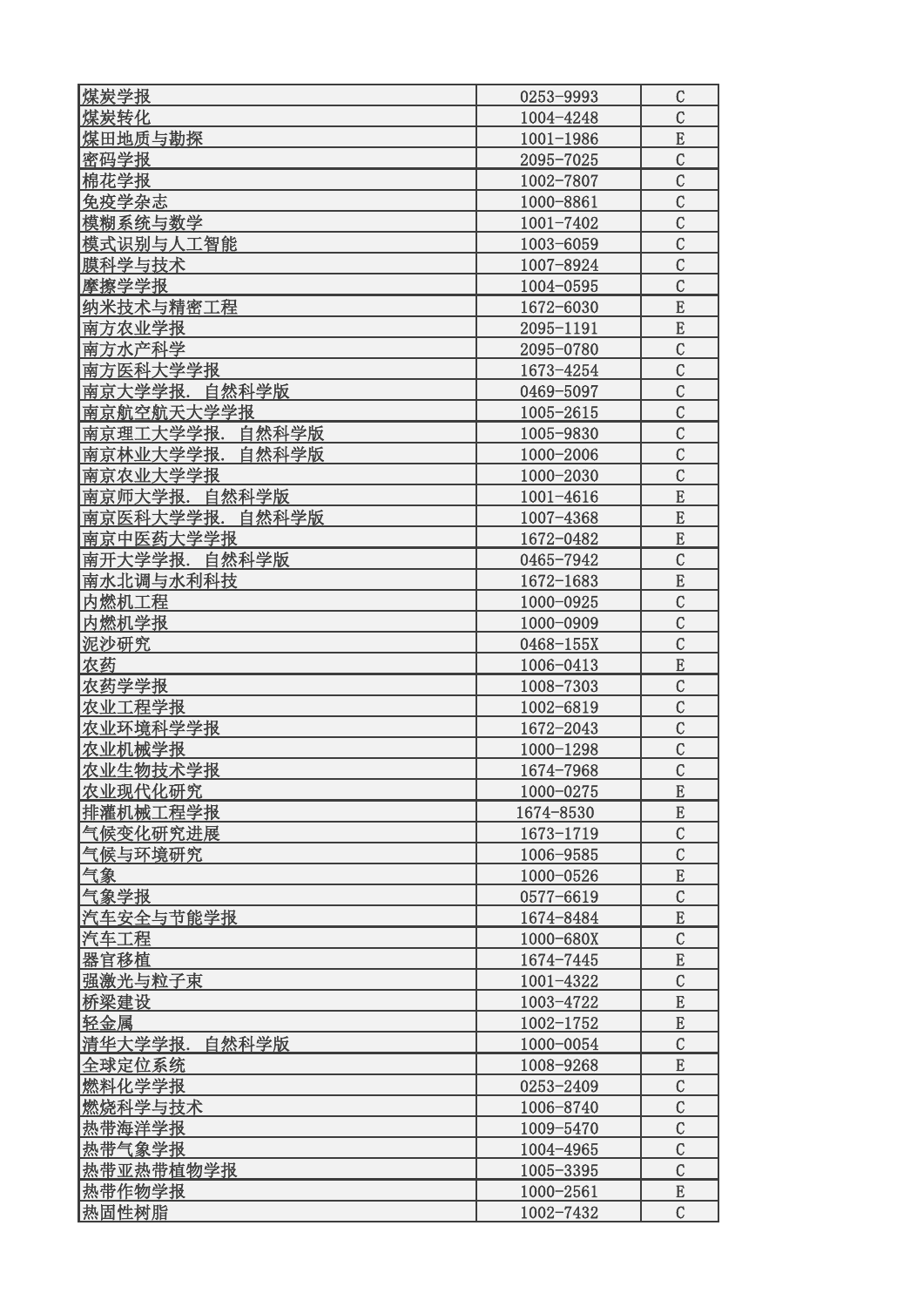| 煤炭学报 | 0253-9993 | C |
|---|---|---|
| 煤炭转化 | 1004-4248 | C |
| 煤田地质与勘探 | 1001-1986 | E |
| 密码学报 | 2095-7025 | C |
| 棉花学报 | 1002-7807 | C |
| 免疫学杂志 | 1000-8861 | C |
| 模糊系统与数学 | 1001-7402 | C |
| 模式识别与人工智能 | 1003-6059 | C |
| 膜科学与技术 | 1007-8924 | C |
| 摩擦学学报 | 1004-0595 | C |
| 纳米技术与精密工程 | 1672-6030 | E |
| 南方农业学报 | 2095-1191 | E |
| 南方水产科学 | 2095-0780 | C |
| 南方医科大学学报 | 1673-4254 | C |
| 南京大学学报. 自然科学版 | 0469-5097 | C |
| 南京航空航天大学学报 | 1005-2615 | C |
| 南京理工大学学报. 自然科学版 | 1005-9830 | C |
| 南京林业大学学报. 自然科学版 | 1000-2006 | C |
| 南京农业大学学报 | 1000-2030 | C |
| 南京师大学报. 自然科学版 | 1001-4616 | E |
| 南京医科大学学报. 自然科学版 | 1007-4368 | E |
| 南京中医药大学学报 | 1672-0482 | E |
| 南开大学学报. 自然科学版 | 0465-7942 | C |
| 南水北调与水利科技 | 1672-1683 | E |
| 内燃机工程 | 1000-0925 | C |
| 内燃机学报 | 1000-0909 | C |
| 泥沙研究 | 0468-155X | C |
| 农药 | 1006-0413 | E |
| 农药学学报 | 1008-7303 | C |
| 农业工程学报 | 1002-6819 | C |
| 农业环境科学学报 | 1672-2043 | C |
| 农业机械学报 | 1000-1298 | C |
| 农业生物技术学报 | 1674-7968 | C |
| 农业现代化研究 | 1000-0275 | E |
| 排灌机械工程学报 | 1674-8530 | E |
| 气候变化研究进展 | 1673-1719 | C |
| 气候与环境研究 | 1006-9585 | C |
| 气象 | 1000-0526 | E |
| 气象学报 | 0577-6619 | C |
| 汽车安全与节能学报 | 1674-8484 | E |
| 汽车工程 | 1000-680X | C |
| 器官移植 | 1674-7445 | E |
| 强激光与粒子束 | 1001-4322 | C |
| 桥梁建设 | 1003-4722 | E |
| 轻金属 | 1002-1752 | E |
| 清华大学学报. 自然科学版 | 1000-0054 | C |
| 全球定位系统 | 1008-9268 | E |
| 燃料化学学报 | 0253-2409 | C |
| 燃烧科学与技术 | 1006-8740 | C |
| 热带海洋学报 | 1009-5470 | C |
| 热带气象学报 | 1004-4965 | C |
| 热带亚热带植物学报 | 1005-3395 | C |
| 热带作物学报 | 1000-2561 | E |
| 热固性树脂 | 1002-7432 | C |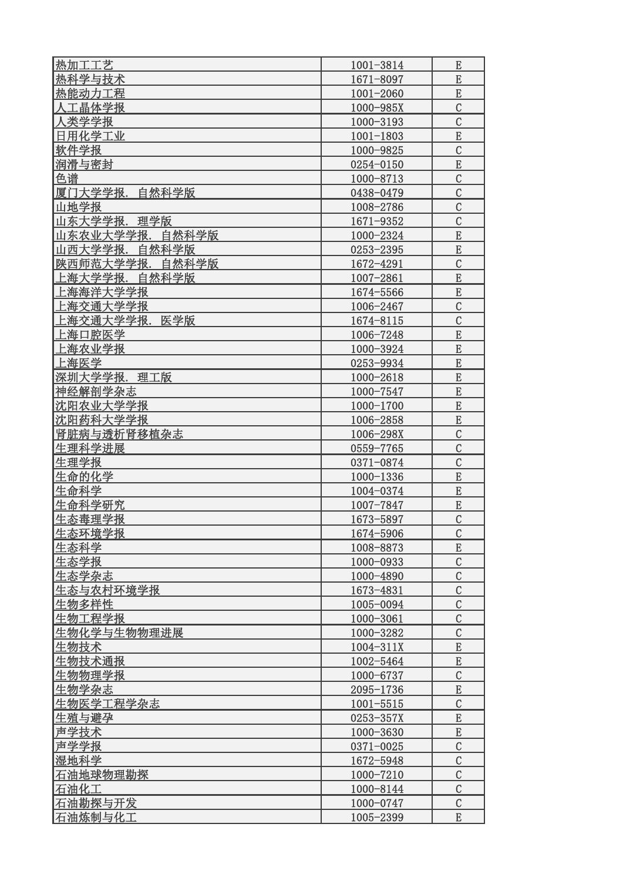| | | |
|---|---|---|
| 热加工工艺 | 1001-3814 | E |
| 热科学与技术 | 1671-8097 | E |
| 热能动力工程 | 1001-2060 | E |
| 人工晶体学报 | 1000-985X | C |
| 人类学学报 | 1000-3193 | C |
| 日用化学工业 | 1001-1803 | E |
| 软件学报 | 1000-9825 | C |
| 润滑与密封 | 0254-0150 | E |
| 色谱 | 1000-8713 | C |
| 厦门大学学报．自然科学版 | 0438-0479 | C |
| 山地学报 | 1008-2786 | C |
| 山东大学学报．理学版 | 1671-9352 | C |
| 山东农业大学学报．自然科学版 | 1000-2324 | E |
| 山西大学学报．自然科学版 | 0253-2395 | E |
| 陕西师范大学学报．自然科学版 | 1672-4291 | C |
| 上海大学学报．自然科学版 | 1007-2861 | E |
| 上海海洋大学学报 | 1674-5566 | E |
| 上海交通大学学报 | 1006-2467 | C |
| 上海交通大学学报．医学版 | 1674-8115 | C |
| 上海口腔医学 | 1006-7248 | E |
| 上海农业学报 | 1000-3924 | E |
| 上海医学 | 0253-9934 | E |
| 深圳大学学报．理工版 | 1000-2618 | E |
| 神经解剖学杂志 | 1000-7547 | E |
| 沈阳农业大学学报 | 1000-1700 | E |
| 沈阳药科大学学报 | 1006-2858 | E |
| 肾脏病与透析肾移植杂志 | 1006-298X | C |
| 生理科学进展 | 0559-7765 | C |
| 生理学报 | 0371-0874 | C |
| 生命的化学 | 1000-1336 | E |
| 生命科学 | 1004-0374 | E |
| 生命科学研究 | 1007-7847 | E |
| 生态毒理学报 | 1673-5897 | C |
| 生态环境学报 | 1674-5906 | C |
| 生态科学 | 1008-8873 | E |
| 生态学报 | 1000-0933 | C |
| 生态学杂志 | 1000-4890 | C |
| 生态与农村环境学报 | 1673-4831 | C |
| 生物多样性 | 1005-0094 | C |
| 生物工程学报 | 1000-3061 | C |
| 生物化学与生物物理进展 | 1000-3282 | C |
| 生物技术 | 1004-311X | E |
| 生物技术通报 | 1002-5464 | E |
| 生物物理学报 | 1000-6737 | C |
| 生物学杂志 | 2095-1736 | E |
| 生物医学工程学杂志 | 1001-5515 | C |
| 生殖与避孕 | 0253-357X | E |
| 声学技术 | 1000-3630 | E |
| 声学学报 | 0371-0025 | C |
| 湿地科学 | 1672-5948 | C |
| 石油地球物理勘探 | 1000-7210 | C |
| 石油化工 | 1000-8144 | C |
| 石油勘探与开发 | 1000-0747 | C |
| 石油炼制与化工 | 1005-2399 | E |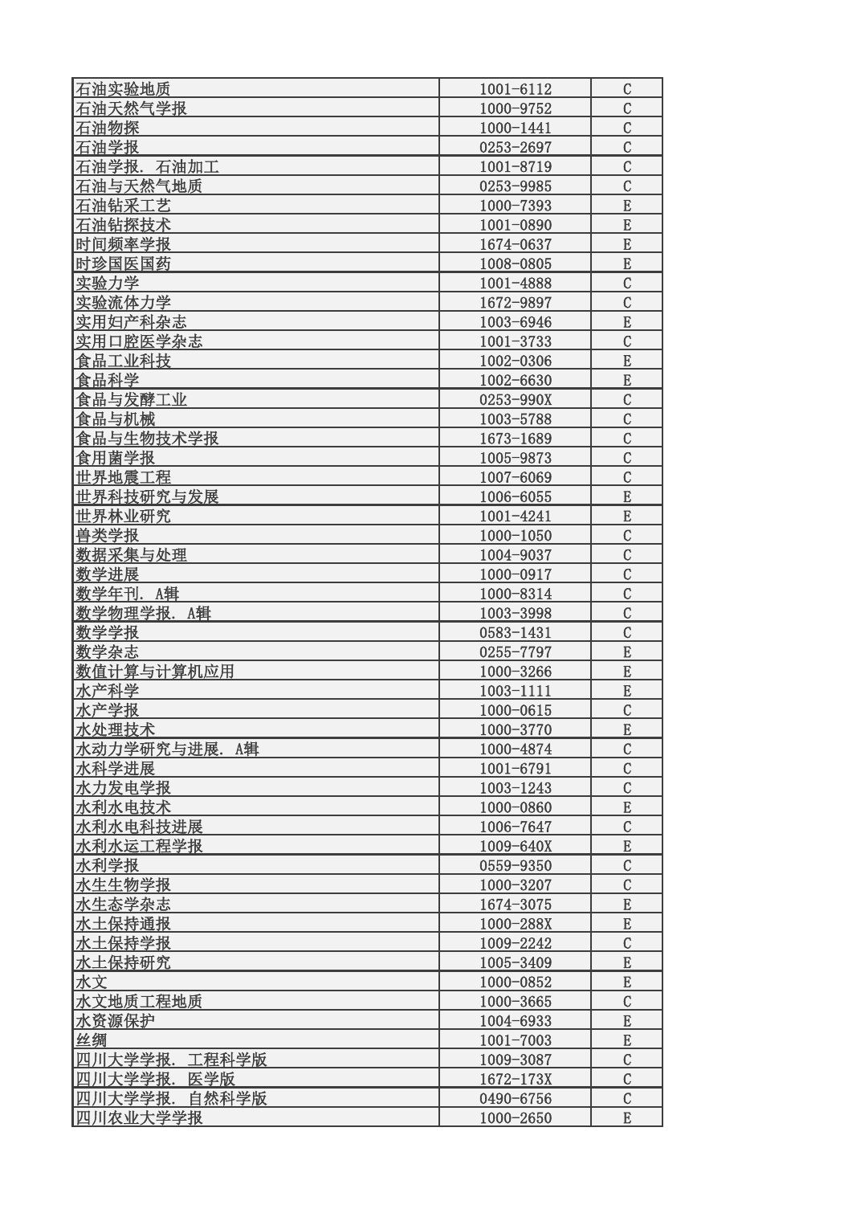| | | |
|---|---|---|
| 石油实验地质 | 1001-6112 | C |
| 石油天然气学报 | 1000-9752 | C |
| 石油物探 | 1000-1441 | C |
| 石油学报 | 0253-2697 | C |
| 石油学报．石油加工 | 1001-8719 | C |
| 石油与天然气地质 | 0253-9985 | C |
| 石油钻采工艺 | 1000-7393 | E |
| 石油钻探技术 | 1001-0890 | E |
| 时间频率学报 | 1674-0637 | E |
| 时珍国医国药 | 1008-0805 | E |
| 实验力学 | 1001-4888 | C |
| 实验流体力学 | 1672-9897 | C |
| 实用妇产科杂志 | 1003-6946 | E |
| 实用口腔医学杂志 | 1001-3733 | C |
| 食品工业科技 | 1002-0306 | E |
| 食品科学 | 1002-6630 | E |
| 食品与发酵工业 | 0253-990X | C |
| 食品与机械 | 1003-5788 | C |
| 食品与生物技术学报 | 1673-1689 | C |
| 食用菌学报 | 1005-9873 | C |
| 世界地震工程 | 1007-6069 | C |
| 世界科技研究与发展 | 1006-6055 | E |
| 世界林业研究 | 1001-4241 | E |
| 兽类学报 | 1000-1050 | C |
| 数据采集与处理 | 1004-9037 | C |
| 数学进展 | 1000-0917 | C |
| 数学年刊．A辑 | 1000-8314 | C |
| 数学物理学报．A辑 | 1003-3998 | C |
| 数学学报 | 0583-1431 | C |
| 数学杂志 | 0255-7797 | E |
| 数值计算与计算机应用 | 1000-3266 | E |
| 水产科学 | 1003-1111 | E |
| 水产学报 | 1000-0615 | C |
| 水处理技术 | 1000-3770 | E |
| 水动力学研究与进展．A辑 | 1000-4874 | C |
| 水科学进展 | 1001-6791 | C |
| 水力发电学报 | 1003-1243 | C |
| 水利水电技术 | 1000-0860 | E |
| 水利水电科技进展 | 1006-7647 | C |
| 水利水运工程学报 | 1009-640X | E |
| 水利学报 | 0559-9350 | C |
| 水生生物学报 | 1000-3207 | C |
| 水生态学杂志 | 1674-3075 | E |
| 水土保持通报 | 1000-288X | E |
| 水土保持学报 | 1009-2242 | C |
| 水土保持研究 | 1005-3409 | E |
| 水文 | 1000-0852 | E |
| 水文地质工程地质 | 1000-3665 | C |
| 水资源保护 | 1004-6933 | E |
| 丝绸 | 1001-7003 | E |
| 四川大学学报．工程科学版 | 1009-3087 | C |
| 四川大学学报．医学版 | 1672-173X | C |
| 四川大学学报．自然科学版 | 0490-6756 | C |
| 四川农业大学学报 | 1000-2650 | E |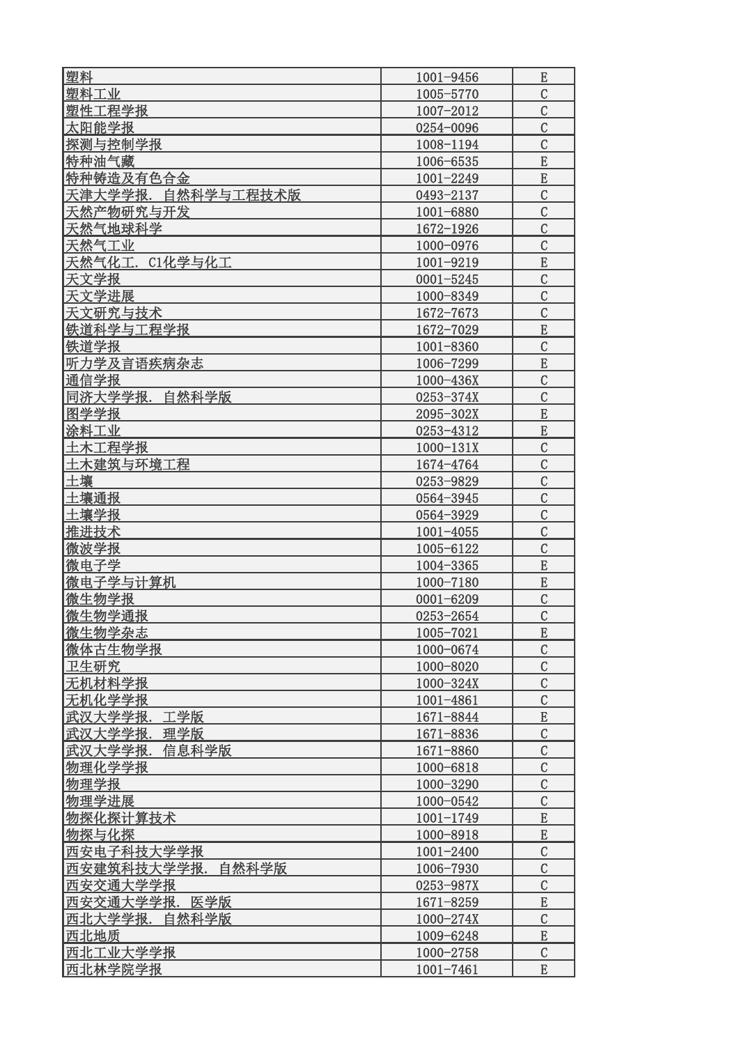| 塑料 | 1001-9456 | E |
|---|---|---|
| 塑料工业 | 1005-5770 | C |
| 塑性工程学报 | 1007-2012 | C |
| 太阳能学报 | 0254-0096 | C |
| 探测与控制学报 | 1008-1194 | C |
| 特种油气藏 | 1006-6535 | E |
| 特种铸造及有色合金 | 1001-2249 | E |
| 天津大学学报. 自然科学与工程技术版 | 0493-2137 | C |
| 天然产物研究与开发 | 1001-6880 | C |
| 天然气地球科学 | 1672-1926 | C |
| 天然气工业 | 1000-0976 | C |
| 天然气化工. C1化学与化工 | 1001-9219 | E |
| 天文学报 | 0001-5245 | C |
| 天文学进展 | 1000-8349 | C |
| 天文研究与技术 | 1672-7673 | C |
| 铁道科学与工程学报 | 1672-7029 | E |
| 铁道学报 | 1001-8360 | C |
| 听力学及言语疾病杂志 | 1006-7299 | E |
| 通信学报 | 1000-436X | C |
| 同济大学学报. 自然科学版 | 0253-374X | C |
| 图学学报 | 2095-302X | E |
| 涂料工业 | 0253-4312 | E |
| 土木工程学报 | 1000-131X | C |
| 土木建筑与环境工程 | 1674-4764 | C |
| 土壤 | 0253-9829 | C |
| 土壤通报 | 0564-3945 | C |
| 土壤学报 | 0564-3929 | C |
| 推进技术 | 1001-4055 | C |
| 微波学报 | 1005-6122 | C |
| 微电子学 | 1004-3365 | E |
| 微电子学与计算机 | 1000-7180 | E |
| 微生物学报 | 0001-6209 | C |
| 微生物学通报 | 0253-2654 | C |
| 微生物学杂志 | 1005-7021 | E |
| 微体古生物学报 | 1000-0674 | C |
| 卫生研究 | 1000-8020 | C |
| 无机材料学报 | 1000-324X | C |
| 无机化学学报 | 1001-4861 | C |
| 武汉大学学报. 工学版 | 1671-8844 | E |
| 武汉大学学报. 理学版 | 1671-8836 | C |
| 武汉大学学报. 信息科学版 | 1671-8860 | C |
| 物理化学学报 | 1000-6818 | C |
| 物理学报 | 1000-3290 | C |
| 物理学进展 | 1000-0542 | C |
| 物探化探计算技术 | 1001-1749 | E |
| 物探与化探 | 1000-8918 | E |
| 西安电子科技大学学报 | 1001-2400 | C |
| 西安建筑科技大学学报. 自然科学版 | 1006-7930 | C |
| 西安交通大学学报 | 0253-987X | C |
| 西安交通大学学报. 医学版 | 1671-8259 | E |
| 西北大学学报. 自然科学版 | 1000-274X | C |
| 西北地质 | 1009-6248 | E |
| 西北工业大学学报 | 1000-2758 | C |
| 西北林学院学报 | 1001-7461 | E |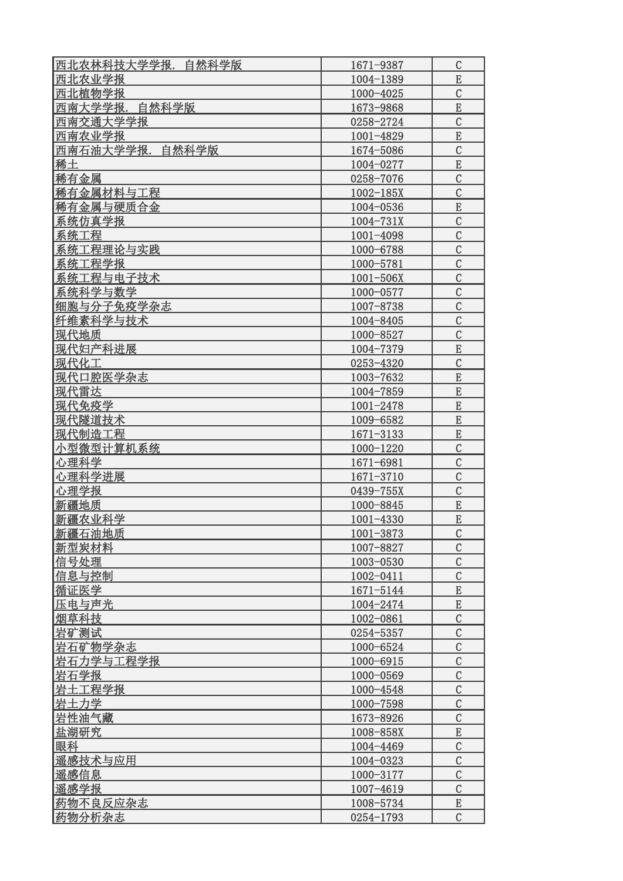| | | |
|---|---|---|
| 西北农林科技大学学报．自然科学版 | 1671-9387 | C |
| 西北农业学报 | 1004-1389 | E |
| 西北植物学报 | 1000-4025 | C |
| 西南大学学报．自然科学版 | 1673-9868 | E |
| 西南交通大学学报 | 0258-2724 | C |
| 西南农业学报 | 1001-4829 | E |
| 西南石油大学学报．自然科学版 | 1674-5086 | C |
| 稀土 | 1004-0277 | E |
| 稀有金属 | 0258-7076 | C |
| 稀有金属材料与工程 | 1002-185X | C |
| 稀有金属与硬质合金 | 1004-0536 | E |
| 系统仿真学报 | 1004-731X | C |
| 系统工程 | 1001-4098 | C |
| 系统工程理论与实践 | 1000-6788 | C |
| 系统工程学报 | 1000-5781 | C |
| 系统工程与电子技术 | 1001-506X | C |
| 系统科学与数学 | 1000-0577 | C |
| 细胞与分子免疫学杂志 | 1007-8738 | C |
| 纤维素科学与技术 | 1004-8405 | C |
| 现代地质 | 1000-8527 | C |
| 现代妇产科进展 | 1004-7379 | E |
| 现代化工 | 0253-4320 | C |
| 现代口腔医学杂志 | 1003-7632 | E |
| 现代雷达 | 1004-7859 | E |
| 现代免疫学 | 1001-2478 | E |
| 现代隧道技术 | 1009-6582 | E |
| 现代制造工程 | 1671-3133 | E |
| 小型微型计算机系统 | 1000-1220 | C |
| 心理科学 | 1671-6981 | C |
| 心理科学进展 | 1671-3710 | C |
| 心理学报 | 0439-755X | C |
| 新疆地质 | 1000-8845 | E |
| 新疆农业科学 | 1001-4330 | E |
| 新疆石油地质 | 1001-3873 | C |
| 新型炭材料 | 1007-8827 | C |
| 信号处理 | 1003-0530 | C |
| 信息与控制 | 1002-0411 | C |
| 循证医学 | 1671-5144 | E |
| 压电与声光 | 1004-2474 | E |
| 烟草科技 | 1002-0861 | C |
| 岩矿测试 | 0254-5357 | C |
| 岩石矿物学杂志 | 1000-6524 | C |
| 岩石力学与工程学报 | 1000-6915 | C |
| 岩石学报 | 1000-0569 | C |
| 岩土工程学报 | 1000-4548 | C |
| 岩土力学 | 1000-7598 | C |
| 岩性油气藏 | 1673-8926 | C |
| 盐湖研究 | 1008-858X | E |
| 眼科 | 1004-4469 | C |
| 遥感技术与应用 | 1004-0323 | C |
| 遥感信息 | 1000-3177 | C |
| 遥感学报 | 1007-4619 | C |
| 药物不良反应杂志 | 1008-5734 | E |
| 药物分析杂志 | 0254-1793 | C |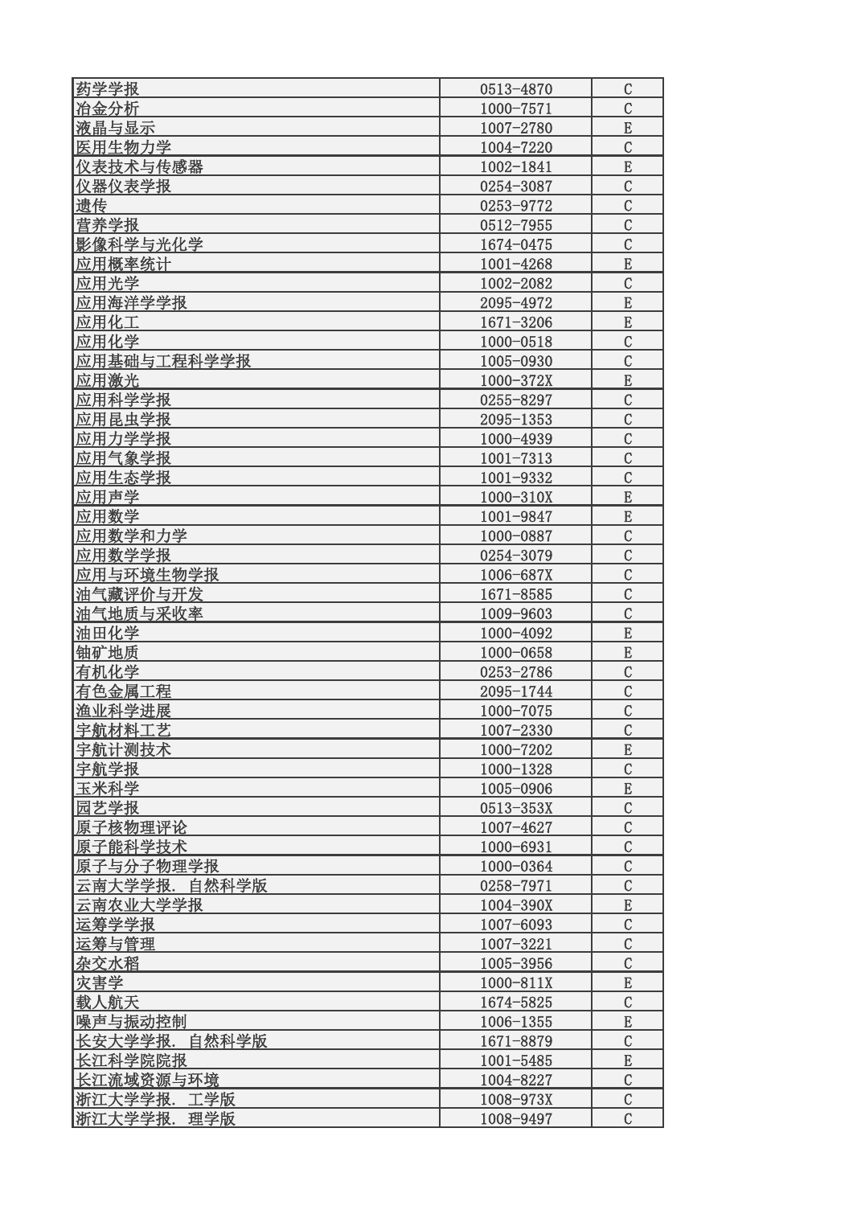| | | |
|---|---|---|
| 药学学报 | 0513-4870 | C |
| 冶金分析 | 1000-7571 | C |
| 液晶与显示 | 1007-2780 | E |
| 医用生物力学 | 1004-7220 | C |
| 仪表技术与传感器 | 1002-1841 | E |
| 仪器仪表学报 | 0254-3087 | C |
| 遗传 | 0253-9772 | C |
| 营养学报 | 0512-7955 | C |
| 影像科学与光化学 | 1674-0475 | C |
| 应用概率统计 | 1001-4268 | E |
| 应用光学 | 1002-2082 | C |
| 应用海洋学学报 | 2095-4972 | E |
| 应用化工 | 1671-3206 | E |
| 应用化学 | 1000-0518 | C |
| 应用基础与工程科学学报 | 1005-0930 | C |
| 应用激光 | 1000-372X | E |
| 应用科学学报 | 0255-8297 | C |
| 应用昆虫学报 | 2095-1353 | C |
| 应用力学学报 | 1000-4939 | C |
| 应用气象学报 | 1001-7313 | C |
| 应用生态学报 | 1001-9332 | C |
| 应用声学 | 1000-310X | E |
| 应用数学 | 1001-9847 | E |
| 应用数学和力学 | 1000-0887 | C |
| 应用数学学报 | 0254-3079 | C |
| 应用与环境生物学报 | 1006-687X | C |
| 油气藏评价与开发 | 1671-8585 | C |
| 油气地质与采收率 | 1009-9603 | C |
| 油田化学 | 1000-4092 | E |
| 铀矿地质 | 1000-0658 | E |
| 有机化学 | 0253-2786 | C |
| 有色金属工程 | 2095-1744 | C |
| 渔业科学进展 | 1000-7075 | C |
| 宇航材料工艺 | 1007-2330 | C |
| 宇航计测技术 | 1000-7202 | E |
| 宇航学报 | 1000-1328 | C |
| 玉米科学 | 1005-0906 | E |
| 园艺学报 | 0513-353X | C |
| 原子核物理评论 | 1007-4627 | C |
| 原子能科学技术 | 1000-6931 | C |
| 原子与分子物理学报 | 1000-0364 | C |
| 云南大学学报．自然科学版 | 0258-7971 | C |
| 云南农业大学学报 | 1004-390X | E |
| 运筹学学报 | 1007-6093 | C |
| 运筹与管理 | 1007-3221 | C |
| 杂交水稻 | 1005-3956 | C |
| 灾害学 | 1000-811X | E |
| 载人航天 | 1674-5825 | C |
| 噪声与振动控制 | 1006-1355 | E |
| 长安大学学报．自然科学版 | 1671-8879 | C |
| 长江科学院院报 | 1001-5485 | E |
| 长江流域资源与环境 | 1004-8227 | C |
| 浙江大学学报．工学版 | 1008-973X | C |
| 浙江大学学报．理学版 | 1008-9497 | C |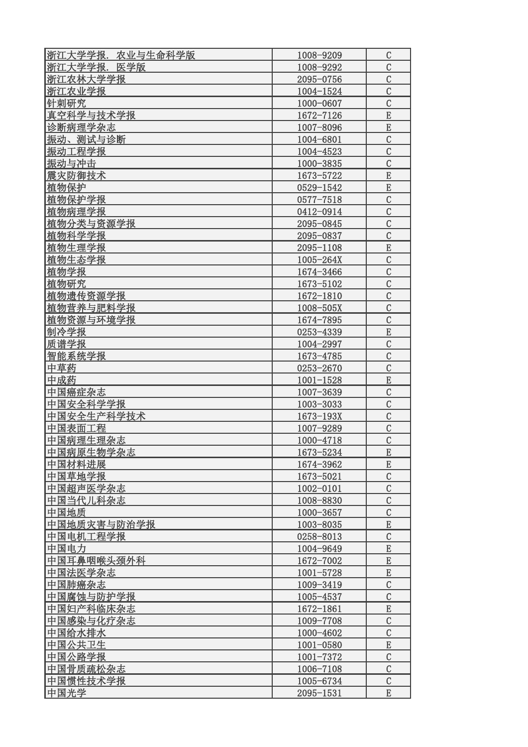| | | |
|---|---|---|
| 浙江大学学报．农业与生命科学版 | 1008-9209 | C |
| 浙江大学学报．医学版 | 1008-9292 | C |
| 浙江农林大学学报 | 2095-0756 | C |
| 浙江农业学报 | 1004-1524 | C |
| 针刺研究 | 1000-0607 | C |
| 真空科学与技术学报 | 1672-7126 | E |
| 诊断病理学杂志 | 1007-8096 | E |
| 振动、测试与诊断 | 1004-6801 | C |
| 振动工程学报 | 1004-4523 | C |
| 振动与冲击 | 1000-3835 | C |
| 震灾防御技术 | 1673-5722 | E |
| 植物保护 | 0529-1542 | E |
| 植物保护学报 | 0577-7518 | C |
| 植物病理学报 | 0412-0914 | C |
| 植物分类与资源学报 | 2095-0845 | C |
| 植物科学学报 | 2095-0837 | C |
| 植物生理学报 | 2095-1108 | E |
| 植物生态学报 | 1005-264X | C |
| 植物学报 | 1674-3466 | C |
| 植物研究 | 1673-5102 | C |
| 植物遗传资源学报 | 1672-1810 | C |
| 植物营养与肥料学报 | 1008-505X | C |
| 植物资源与环境学报 | 1674-7895 | C |
| 制冷学报 | 0253-4339 | E |
| 质谱学报 | 1004-2997 | C |
| 智能系统学报 | 1673-4785 | C |
| 中草药 | 0253-2670 | C |
| 中成药 | 1001-1528 | E |
| 中国癌症杂志 | 1007-3639 | C |
| 中国安全科学学报 | 1003-3033 | C |
| 中国安全生产科学技术 | 1673-193X | C |
| 中国表面工程 | 1007-9289 | C |
| 中国病理生理杂志 | 1000-4718 | C |
| 中国病原生物学杂志 | 1673-5234 | E |
| 中国材料进展 | 1674-3962 | E |
| 中国草地学报 | 1673-5021 | C |
| 中国超声医学杂志 | 1002-0101 | C |
| 中国当代儿科杂志 | 1008-8830 | C |
| 中国地质 | 1000-3657 | C |
| 中国地质灾害与防治学报 | 1003-8035 | E |
| 中国电机工程学报 | 0258-8013 | C |
| 中国电力 | 1004-9649 | E |
| 中国耳鼻咽喉头颈外科 | 1672-7002 | E |
| 中国法医学杂志 | 1001-5728 | E |
| 中国肺癌杂志 | 1009-3419 | C |
| 中国腐蚀与防护学报 | 1005-4537 | C |
| 中国妇产科临床杂志 | 1672-1861 | E |
| 中国感染与化疗杂志 | 1009-7708 | C |
| 中国给水排水 | 1000-4602 | C |
| 中国公共卫生 | 1001-0580 | E |
| 中国公路学报 | 1001-7372 | C |
| 中国骨质疏松杂志 | 1006-7108 | C |
| 中国惯性技术学报 | 1005-6734 | C |
| 中国光学 | 2095-1531 | E |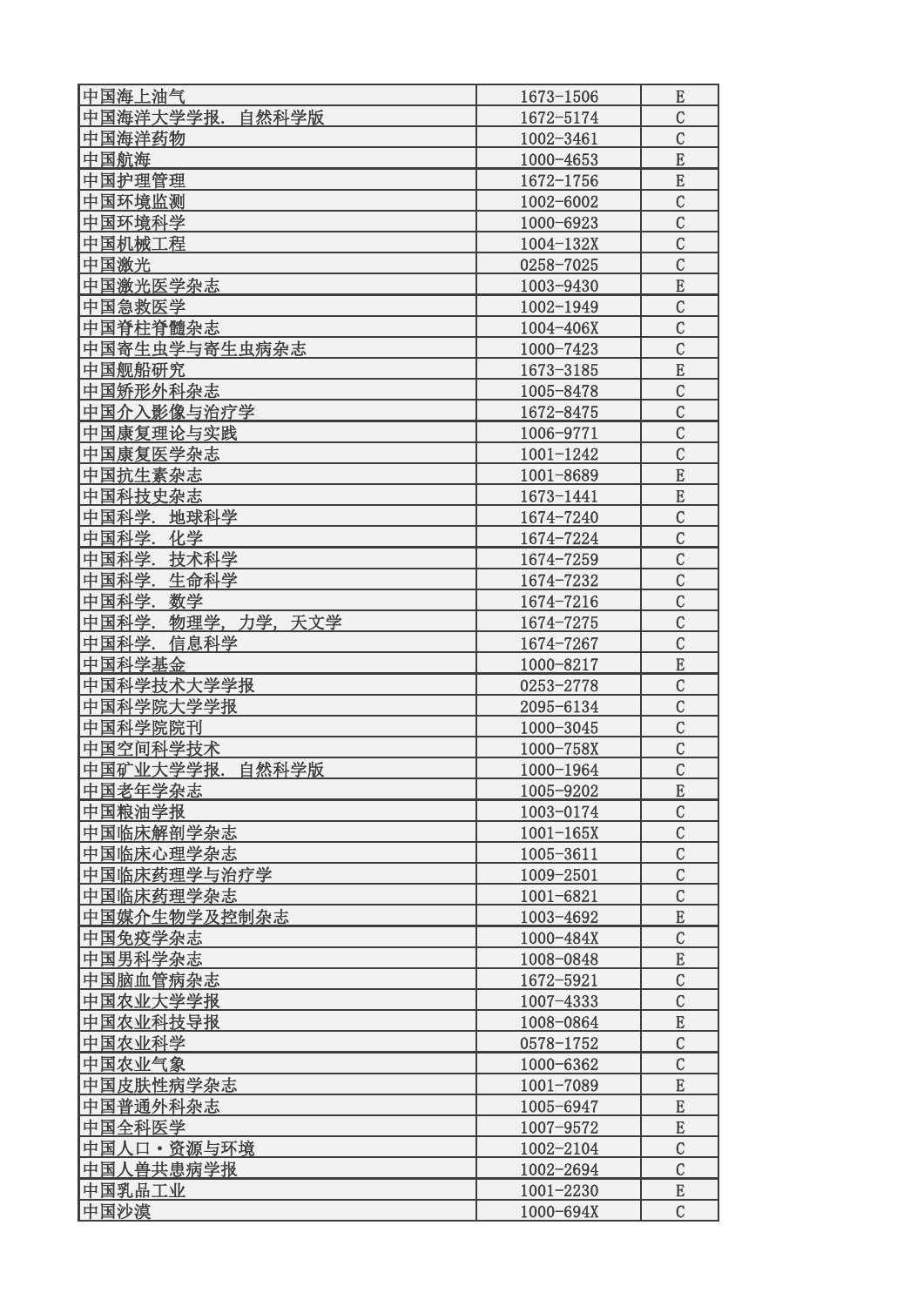| 中国海上油气 | 1673-1506 | E |
| --- | --- | --- |
| 中国海洋大学学报. 自然科学版 | 1672-5174 | C |
| 中国海洋药物 | 1002-3461 | C |
| 中国航海 | 1000-4653 | E |
| 中国护理管理 | 1672-1756 | E |
| 中国环境监测 | 1002-6002 | C |
| 中国环境科学 | 1000-6923 | C |
| 中国机械工程 | 1004-132X | C |
| 中国激光 | 0258-7025 | C |
| 中国激光医学杂志 | 1003-9430 | E |
| 中国急救医学 | 1002-1949 | C |
| 中国脊柱脊髓杂志 | 1004-406X | C |
| 中国寄生虫学与寄生虫病杂志 | 1000-7423 | C |
| 中国舰船研究 | 1673-3185 | E |
| 中国矫形外科杂志 | 1005-8478 | C |
| 中国介入影像与治疗学 | 1672-8475 | C |
| 中国康复理论与实践 | 1006-9771 | C |
| 中国康复医学杂志 | 1001-1242 | C |
| 中国抗生素杂志 | 1001-8689 | E |
| 中国科技史杂志 | 1673-1441 | E |
| 中国科学. 地球科学 | 1674-7240 | C |
| 中国科学. 化学 | 1674-7224 | C |
| 中国科学. 技术科学 | 1674-7259 | C |
| 中国科学. 生命科学 | 1674-7232 | C |
| 中国科学. 数学 | 1674-7216 | C |
| 中国科学. 物理学, 力学, 天文学 | 1674-7275 | C |
| 中国科学. 信息科学 | 1674-7267 | C |
| 中国科学基金 | 1000-8217 | E |
| 中国科学技术大学学报 | 0253-2778 | C |
| 中国科学院大学学报 | 2095-6134 | C |
| 中国科学院院刊 | 1000-3045 | C |
| 中国空间科学技术 | 1000-758X | C |
| 中国矿业大学学报. 自然科学版 | 1000-1964 | C |
| 中国老年学杂志 | 1005-9202 | E |
| 中国粮油学报 | 1003-0174 | C |
| 中国临床解剖学杂志 | 1001-165X | C |
| 中国临床心理学杂志 | 1005-3611 | C |
| 中国临床药理学与治疗学 | 1009-2501 | C |
| 中国临床药理学杂志 | 1001-6821 | C |
| 中国媒介生物学及控制杂志 | 1003-4692 | E |
| 中国免疫学杂志 | 1000-484X | C |
| 中国男科学杂志 | 1008-0848 | E |
| 中国脑血管病杂志 | 1672-5921 | C |
| 中国农业大学学报 | 1007-4333 | C |
| 中国农业科技导报 | 1008-0864 | E |
| 中国农业科学 | 0578-1752 | C |
| 中国农业气象 | 1000-6362 | C |
| 中国皮肤性病学杂志 | 1001-7089 | E |
| 中国普通外科杂志 | 1005-6947 | E |
| 中国全科医学 | 1007-9572 | E |
| 中国人口・资源与环境 | 1002-2104 | C |
| 中国人兽共患病学报 | 1002-2694 | C |
| 中国乳品工业 | 1001-2230 | E |
| 中国沙漠 | 1000-694X | C |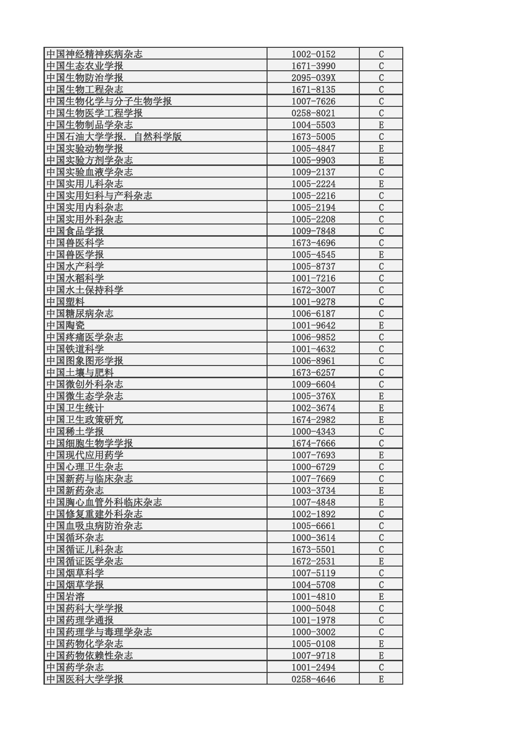| | | |
|---|---|---|
| 中国神经精神疾病杂志 | 1002-0152 | C |
| 中国生态农业学报 | 1671-3990 | C |
| 中国生物防治学报 | 2095-039X | C |
| 中国生物工程杂志 | 1671-8135 | C |
| 中国生物化学与分子生物学报 | 1007-7626 | C |
| 中国生物医学工程学报 | 0258-8021 | C |
| 中国生物制品学杂志 | 1004-5503 | E |
| 中国石油大学学报. 自然科学版 | 1673-5005 | C |
| 中国实验动物学报 | 1005-4847 | E |
| 中国实验方剂学杂志 | 1005-9903 | E |
| 中国实验血液学杂志 | 1009-2137 | C |
| 中国实用儿科杂志 | 1005-2224 | E |
| 中国实用妇科与产科杂志 | 1005-2216 | C |
| 中国实用内科杂志 | 1005-2194 | C |
| 中国实用外科杂志 | 1005-2208 | C |
| 中国食品学报 | 1009-7848 | C |
| 中国兽医科学 | 1673-4696 | C |
| 中国兽医学报 | 1005-4545 | E |
| 中国水产科学 | 1005-8737 | C |
| 中国水稻科学 | 1001-7216 | C |
| 中国水土保持科学 | 1672-3007 | C |
| 中国塑料 | 1001-9278 | C |
| 中国糖尿病杂志 | 1006-6187 | C |
| 中国陶瓷 | 1001-9642 | E |
| 中国疼痛医学杂志 | 1006-9852 | C |
| 中国铁道科学 | 1001-4632 | C |
| 中国图象图形学报 | 1006-8961 | C |
| 中国土壤与肥料 | 1673-6257 | C |
| 中国微创外科杂志 | 1009-6604 | C |
| 中国微生态学杂志 | 1005-376X | E |
| 中国卫生统计 | 1002-3674 | E |
| 中国卫生政策研究 | 1674-2982 | E |
| 中国稀土学报 | 1000-4343 | C |
| 中国细胞生物学学报 | 1674-7666 | C |
| 中国现代应用药学 | 1007-7693 | E |
| 中国心理卫生杂志 | 1000-6729 | C |
| 中国新药与临床杂志 | 1007-7669 | C |
| 中国新药杂志 | 1003-3734 | E |
| 中国胸心血管外科临床杂志 | 1007-4848 | E |
| 中国修复重建外科杂志 | 1002-1892 | C |
| 中国血吸虫病防治杂志 | 1005-6661 | C |
| 中国循环杂志 | 1000-3614 | C |
| 中国循证儿科杂志 | 1673-5501 | C |
| 中国循证医学杂志 | 1672-2531 | E |
| 中国烟草科学 | 1007-5119 | C |
| 中国烟草学报 | 1004-5708 | C |
| 中国岩溶 | 1001-4810 | E |
| 中国药科大学学报 | 1000-5048 | C |
| 中国药理学通报 | 1001-1978 | C |
| 中国药理学与毒理学杂志 | 1000-3002 | C |
| 中国药物化学杂志 | 1005-0108 | E |
| 中国药物依赖性杂志 | 1007-9718 | E |
| 中国药学杂志 | 1001-2494 | C |
| 中国医科大学学报 | 0258-4646 | E |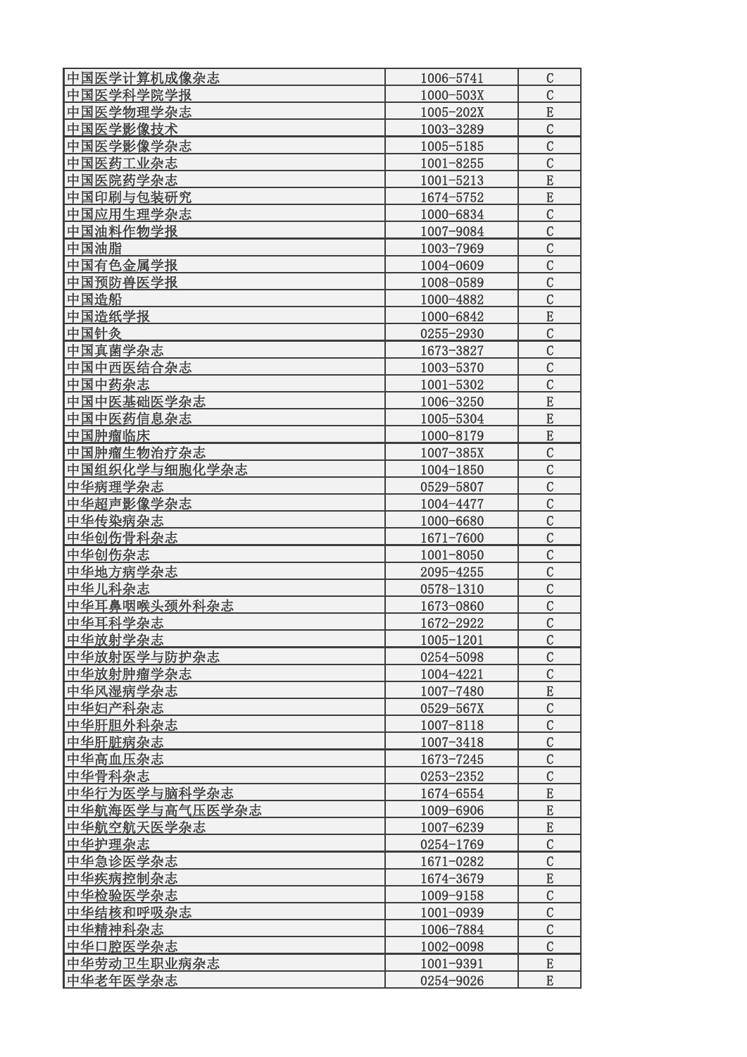| | | |
|---|---|---|
| 中国医学计算机成像杂志 | 1006-5741 | C |
| 中国医学科学院学报 | 1000-503X | C |
| 中国医学物理学杂志 | 1005-202X | E |
| 中国医学影像技术 | 1003-3289 | C |
| 中国医学影像学杂志 | 1005-5185 | C |
| 中国医药工业杂志 | 1001-8255 | C |
| 中国医院药学杂志 | 1001-5213 | E |
| 中国印刷与包装研究 | 1674-5752 | E |
| 中国应用生理学杂志 | 1000-6834 | C |
| 中国油料作物学报 | 1007-9084 | C |
| 中国油脂 | 1003-7969 | C |
| 中国有色金属学报 | 1004-0609 | C |
| 中国预防兽医学报 | 1008-0589 | C |
| 中国造船 | 1000-4882 | C |
| 中国造纸学报 | 1000-6842 | E |
| 中国针灸 | 0255-2930 | C |
| 中国真菌学杂志 | 1673-3827 | C |
| 中国中西医结合杂志 | 1003-5370 | C |
| 中国中药杂志 | 1001-5302 | C |
| 中国中医基础医学杂志 | 1006-3250 | E |
| 中国中医药信息杂志 | 1005-5304 | E |
| 中国肿瘤临床 | 1000-8179 | E |
| 中国肿瘤生物治疗杂志 | 1007-385X | C |
| 中国组织化学与细胞化学杂志 | 1004-1850 | C |
| 中华病理学杂志 | 0529-5807 | C |
| 中华超声影像学杂志 | 1004-4477 | C |
| 中华传染病杂志 | 1000-6680 | C |
| 中华创伤骨科杂志 | 1671-7600 | C |
| 中华创伤杂志 | 1001-8050 | C |
| 中华地方病学杂志 | 2095-4255 | C |
| 中华儿科杂志 | 0578-1310 | C |
| 中华耳鼻咽喉头颈外科杂志 | 1673-0860 | C |
| 中华耳科学杂志 | 1672-2922 | C |
| 中华放射学杂志 | 1005-1201 | C |
| 中华放射医学与防护杂志 | 0254-5098 | C |
| 中华放射肿瘤学杂志 | 1004-4221 | C |
| 中华风湿病学杂志 | 1007-7480 | E |
| 中华妇产科杂志 | 0529-567X | C |
| 中华肝胆外科杂志 | 1007-8118 | C |
| 中华肝脏病杂志 | 1007-3418 | C |
| 中华高血压杂志 | 1673-7245 | C |
| 中华骨科杂志 | 0253-2352 | C |
| 中华行为医学与脑科学杂志 | 1674-6554 | E |
| 中华航海医学与高气压医学杂志 | 1009-6906 | E |
| 中华航空航天医学杂志 | 1007-6239 | E |
| 中华护理杂志 | 0254-1769 | C |
| 中华急诊医学杂志 | 1671-0282 | C |
| 中华疾病控制杂志 | 1674-3679 | E |
| 中华检验医学杂志 | 1009-9158 | C |
| 中华结核和呼吸杂志 | 1001-0939 | C |
| 中华精神科杂志 | 1006-7884 | C |
| 中华口腔医学杂志 | 1002-0098 | C |
| 中华劳动卫生职业病杂志 | 1001-9391 | E |
| 中华老年医学杂志 | 0254-9026 | E |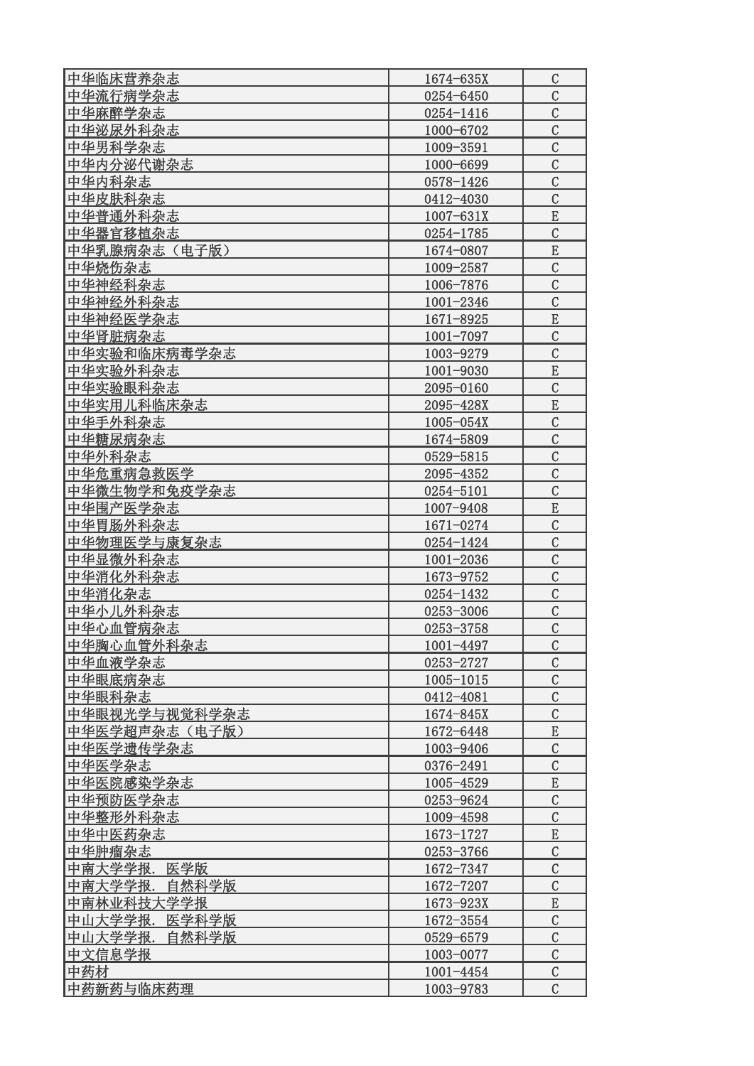| 中华临床营养杂志 | 1674-635X | C |
|---|---|---|
| 中华流行病学杂志 | 0254-6450 | C |
| 中华麻醉学杂志 | 0254-1416 | C |
| 中华泌尿外科杂志 | 1000-6702 | C |
| 中华男科学杂志 | 1009-3591 | C |
| 中华内分泌代谢杂志 | 1000-6699 | C |
| 中华内科杂志 | 0578-1426 | C |
| 中华皮肤科杂志 | 0412-4030 | C |
| 中华普通外科杂志 | 1007-631X | E |
| 中华器官移植杂志 | 0254-1785 | C |
| 中华乳腺病杂志（电子版） | 1674-0807 | E |
| 中华烧伤杂志 | 1009-2587 | C |
| 中华神经科杂志 | 1006-7876 | C |
| 中华神经外科杂志 | 1001-2346 | C |
| 中华神经医学杂志 | 1671-8925 | E |
| 中华肾脏病杂志 | 1001-7097 | C |
| 中华实验和临床病毒学杂志 | 1003-9279 | C |
| 中华实验外科杂志 | 1001-9030 | E |
| 中华实验眼科杂志 | 2095-0160 | C |
| 中华实用儿科临床杂志 | 2095-428X | E |
| 中华手外科杂志 | 1005-054X | C |
| 中华糖尿病杂志 | 1674-5809 | C |
| 中华外科杂志 | 0529-5815 | C |
| 中华危重病急救医学 | 2095-4352 | C |
| 中华微生物学和免疫学杂志 | 0254-5101 | C |
| 中华围产医学杂志 | 1007-9408 | E |
| 中华胃肠外科杂志 | 1671-0274 | C |
| 中华物理医学与康复杂志 | 0254-1424 | C |
| 中华显微外科杂志 | 1001-2036 | C |
| 中华消化外科杂志 | 1673-9752 | C |
| 中华消化杂志 | 0254-1432 | C |
| 中华小儿外科杂志 | 0253-3006 | C |
| 中华心血管病杂志 | 0253-3758 | C |
| 中华胸心血管外科杂志 | 1001-4497 | C |
| 中华血液学杂志 | 0253-2727 | C |
| 中华眼底病杂志 | 1005-1015 | C |
| 中华眼科杂志 | 0412-4081 | C |
| 中华眼视光学与视觉科学杂志 | 1674-845X | C |
| 中华医学超声杂志（电子版） | 1672-6448 | E |
| 中华医学遗传学杂志 | 1003-9406 | C |
| 中华医学杂志 | 0376-2491 | C |
| 中华医院感染学杂志 | 1005-4529 | E |
| 中华预防医学杂志 | 0253-9624 | C |
| 中华整形外科杂志 | 1009-4598 | C |
| 中华中医药杂志 | 1673-1727 | E |
| 中华肿瘤杂志 | 0253-3766 | C |
| 中南大学学报. 医学版 | 1672-7347 | C |
| 中南大学学报. 自然科学版 | 1672-7207 | C |
| 中南林业科技大学学报 | 1673-923X | E |
| 中山大学学报. 医学科学版 | 1672-3554 | C |
| 中山大学学报. 自然科学版 | 0529-6579 | C |
| 中文信息学报 | 1003-0077 | C |
| 中药材 | 1001-4454 | C |
| 中药新药与临床药理 | 1003-9783 | C |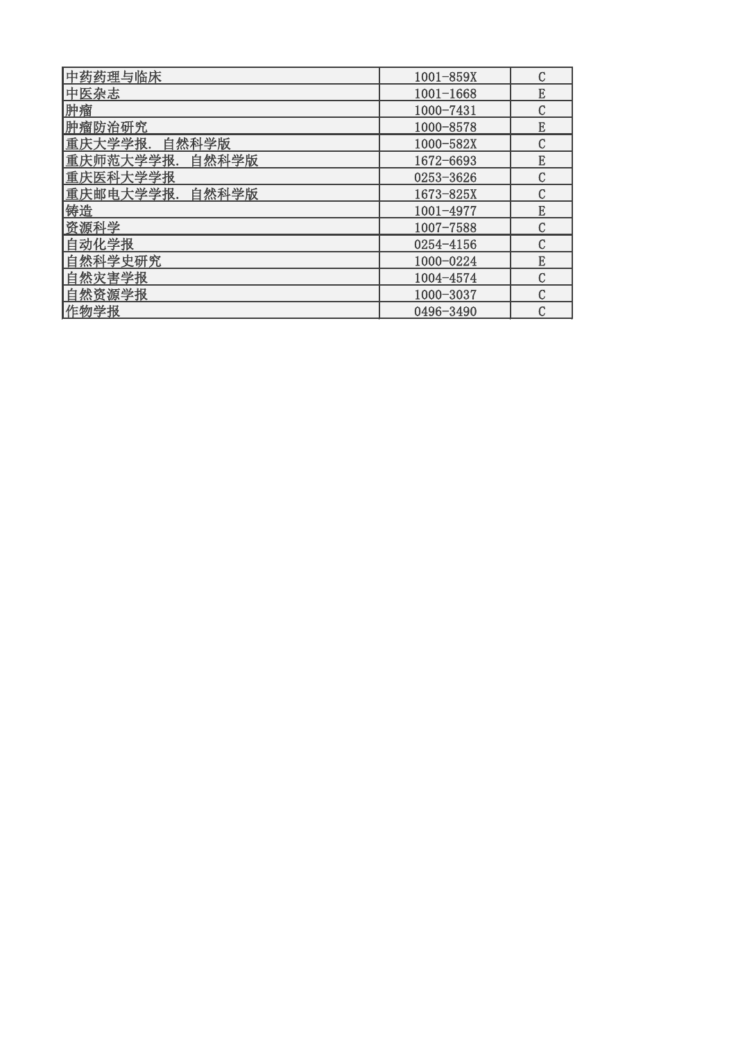| | | |
|---|---|---|
| 中药药理与临床 | 1001-859X | C |
| 中医杂志 | 1001-1668 | E |
| 肿瘤 | 1000-7431 | C |
| 肿瘤防治研究 | 1000-8578 | E |
| 重庆大学学报. 自然科学版 | 1000-582X | C |
| 重庆师范大学学报. 自然科学版 | 1672-6693 | E |
| 重庆医科大学学报 | 0253-3626 | C |
| 重庆邮电大学学报. 自然科学版 | 1673-825X | C |
| 铸造 | 1001-4977 | E |
| 资源科学 | 1007-7588 | C |
| 自动化学报 | 0254-4156 | C |
| 自然科学史研究 | 1000-0224 | E |
| 自然灾害学报 | 1004-4574 | C |
| 自然资源学报 | 1000-3037 | C |
| 作物学报 | 0496-3490 | C |